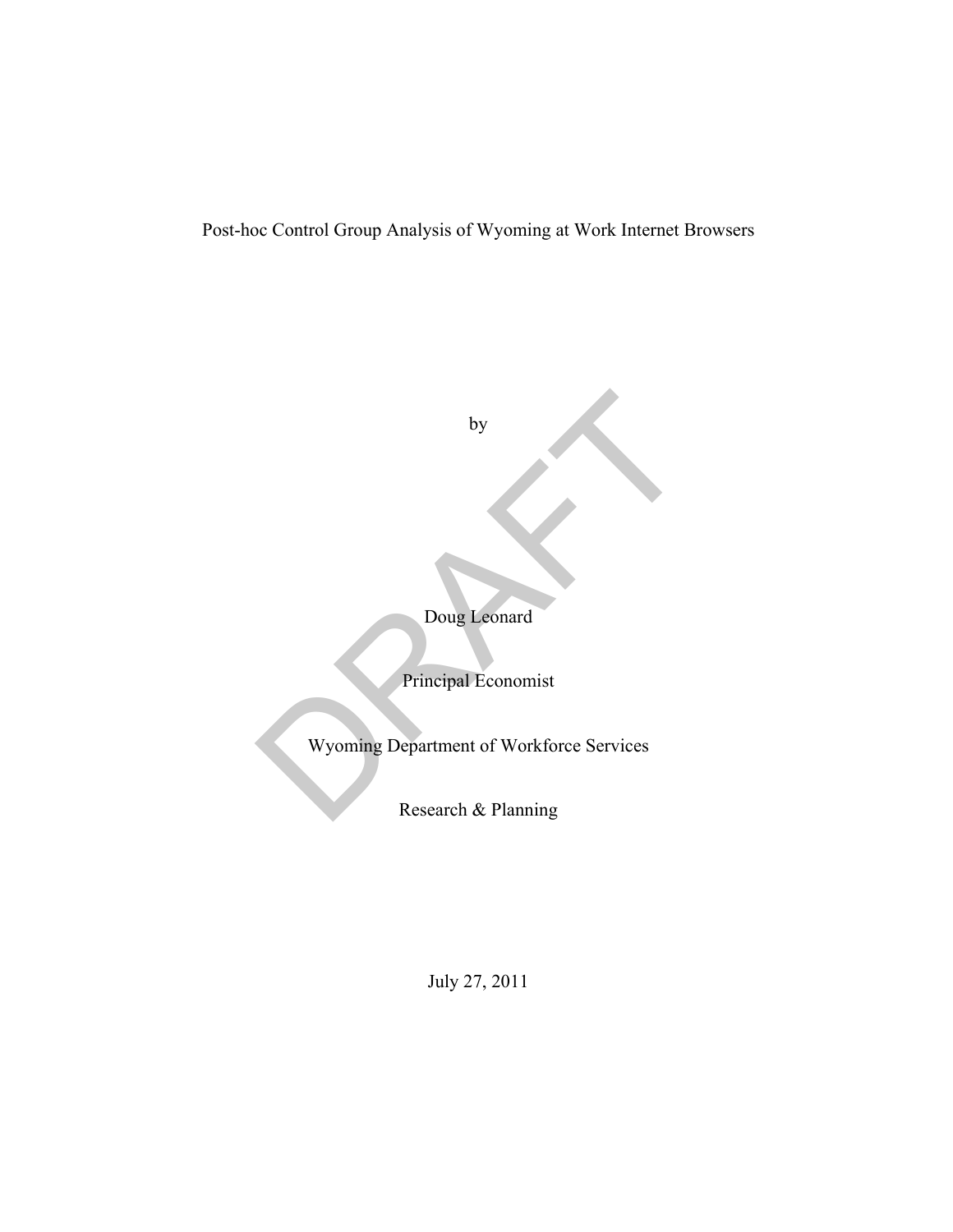# Post-hoc Control Group Analysis of Wyoming at Work Internet Browsers

by

Doug Leonard

Principal Economist

Wyoming Department of Workforce Services

Research & Planning

July 27, 2011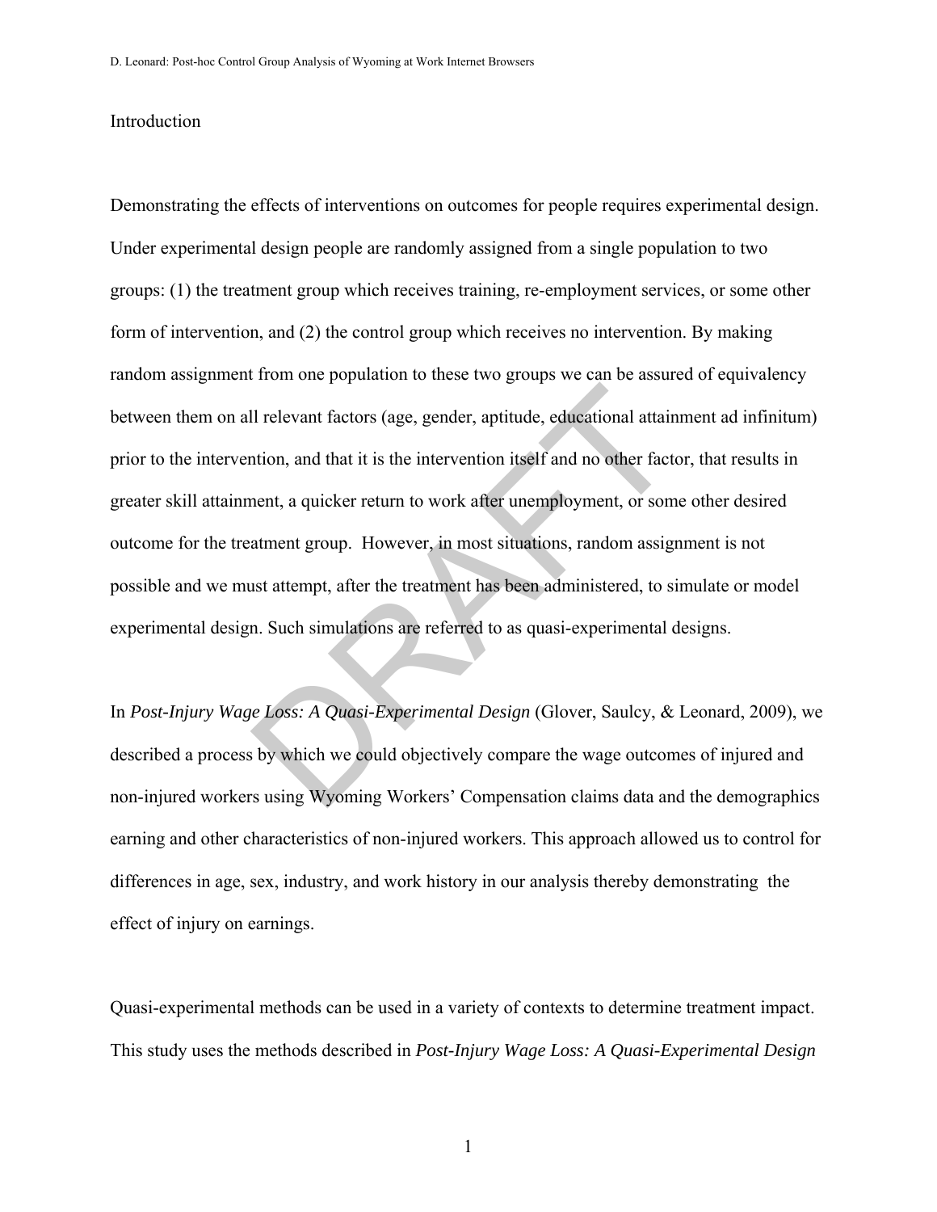## Introduction

Demonstrating the effects of interventions on outcomes for people requires experimental design. Under experimental design people are randomly assigned from a single population to two groups: (1) the treatment group which receives training, re-employment services, or some other form of intervention, and (2) the control group which receives no intervention. By making random assignment from one population to these two groups we can be assured of equivalency between them on all relevant factors (age, gender, aptitude, educational attainment ad infinitum) prior to the intervention, and that it is the intervention itself and no other factor, that results in greater skill attainment, a quicker return to work after unemployment, or some other desired outcome for the treatment group. However, in most situations, random assignment is not possible and we must attempt, after the treatment has been administered, to simulate or model experimental design. Such simulations are referred to as quasi-experimental designs.

In *Post-Injury Wage Loss: A Quasi-Experimental Design* (Glover, Saulcy, & Leonard, 2009), we described a process by which we could objectively compare the wage outcomes of injured and non-injured workers using Wyoming Workers' Compensation claims data and the demographics earning and other characteristics of non-injured workers. This approach allowed us to control for differences in age, sex, industry, and work history in our analysis thereby demonstrating the effect of injury on earnings.

Quasi-experimental methods can be used in a variety of contexts to determine treatment impact. This study uses the methods described in *Post-Injury Wage Loss: A Quasi-Experimental Design*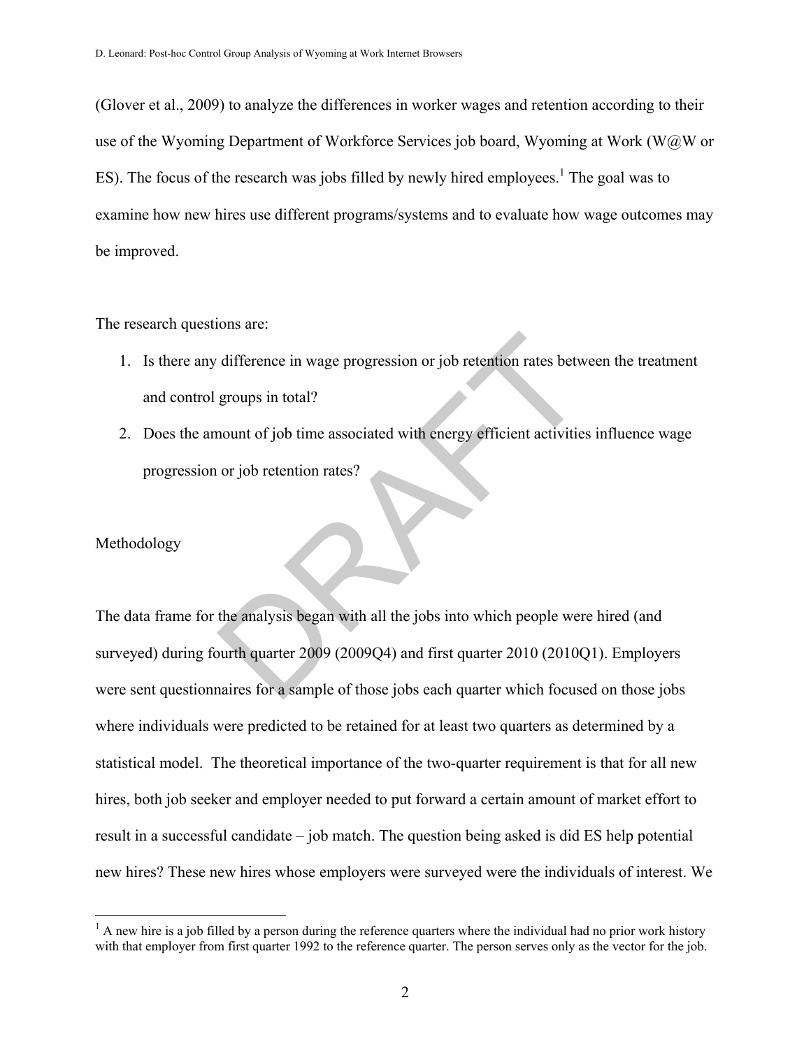(Glover et al., 2009) to analyze the differences in worker wages and retention according to their use of the Wyoming Department of Workforce Services job board, Wyoming at Work (W@W or ES). The focus of the research was jobs filled by newly hired employees.[1] The goal was to examine how new hires use different programs/systems and to evaluate how wage outcomes may be improved.

The research questions are:

1. Is there any difference in wage progression or job retention rates between the treatment and control groups in total?
2. Does the amount of job time associated with energy efficient activities influence wage progression or job retention rates?

## Methodology

The data frame for the analysis began with all the jobs into which people were hired (and surveyed) during fourth quarter 2009 (2009Q4) and first quarter 2010 (2010Q1). Employers were sent questionnaires for a sample of those jobs each quarter which focused on those jobs where individuals were predicted to be retained for at least two quarters as determined by a statistical model. The theoretical importance of the two-quarter requirement is that for all new hires, both job seeker and employer needed to put forward a certain amount of market effort to result in a successful candidate – job match. The question being asked is did ES help potential new hires? These new hires whose employers were surveyed were the individuals of interest. We

[1] A new hire is a job filled by a person during the reference quarters where the individual had no prior work history with that employer from first quarter 1992 to the reference quarter. The person serves only as the vector for the job.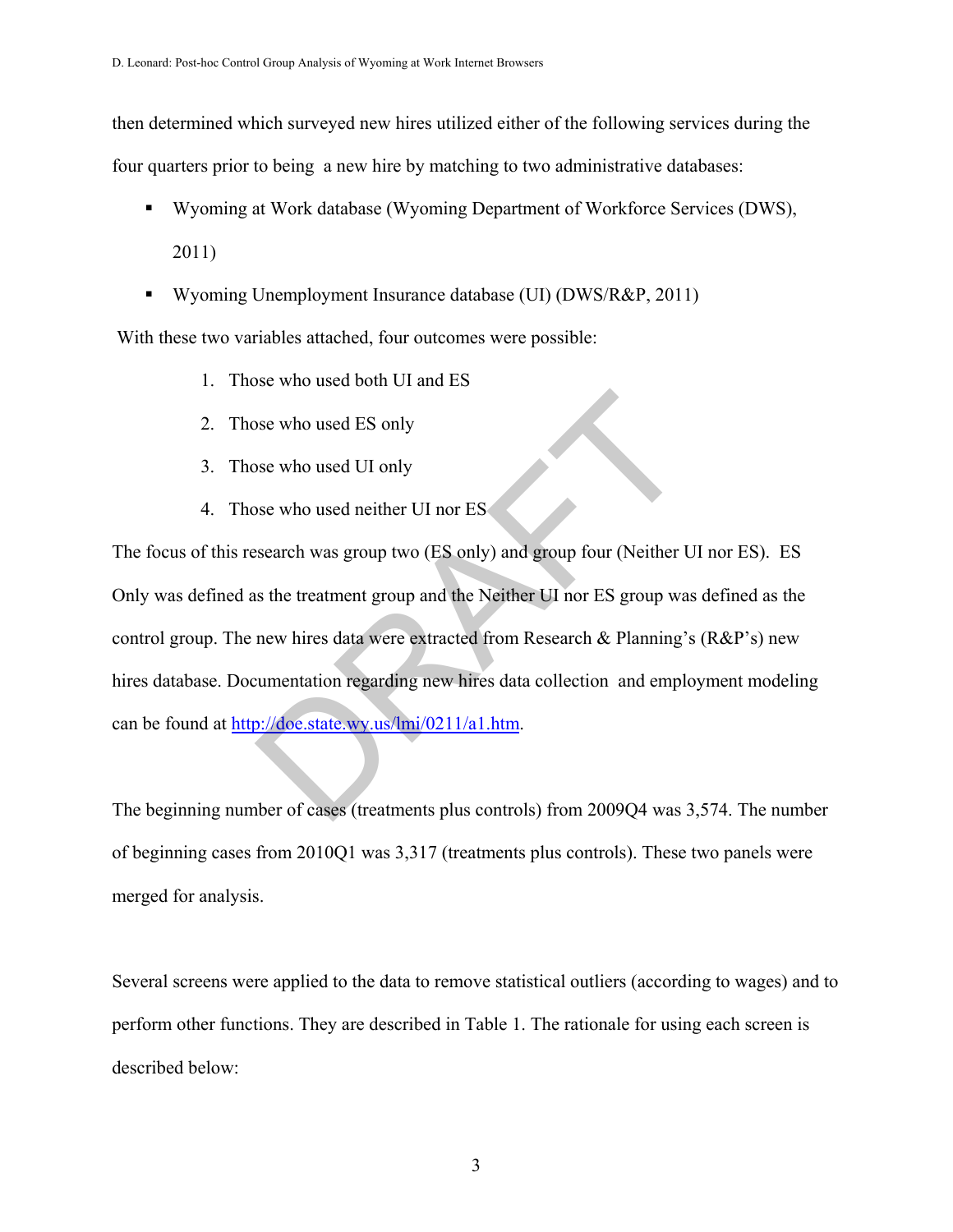then determined which surveyed new hires utilized either of the following services during the four quarters prior to being a new hire by matching to two administrative databases:

- Wyoming at Work database (Wyoming Department of Workforce Services (DWS), 2011)
- Wyoming Unemployment Insurance database (UI) (DWS/R&P, 2011)

With these two variables attached, four outcomes were possible:

1. Those who used both UI and ES
2. Those who used ES only
3. Those who used UI only
4. Those who used neither UI nor ES

The focus of this research was group two (ES only) and group four (Neither UI nor ES). ES Only was defined as the treatment group and the Neither UI nor ES group was defined as the control group. The new hires data were extracted from Research & Planning's (R&P's) new hires database. Documentation regarding new hires data collection and employment modeling can be found at http://doe.state.wy.us/lmi/0211/a1.htm.

The beginning number of cases (treatments plus controls) from 2009Q4 was 3,574. The number of beginning cases from 2010Q1 was 3,317 (treatments plus controls). These two panels were merged for analysis.

Several screens were applied to the data to remove statistical outliers (according to wages) and to perform other functions. They are described in Table 1. The rationale for using each screen is described below: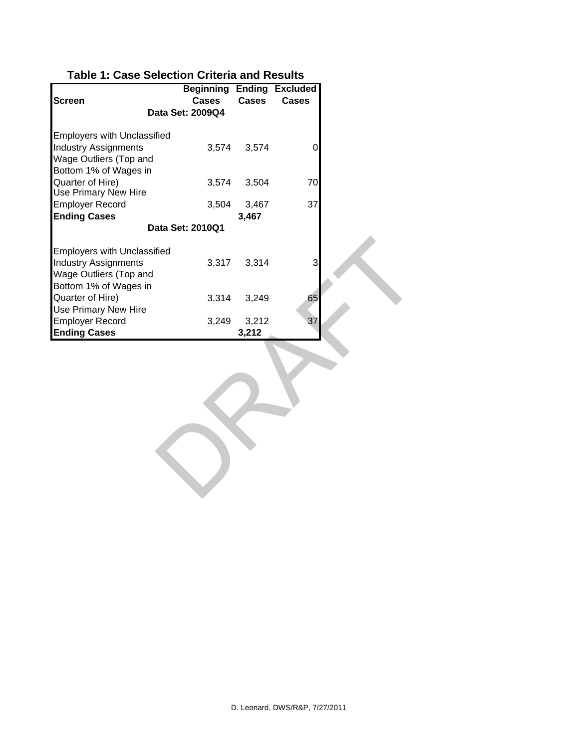**Table 1: Case Selection Criteria and Results**

| Screen | Beginning Cases | Ending Cases | Excluded Cases |
|---|---|---|---|
| **Data Set: 2009Q4** | | | |
| Employers with Unclassified Industry Assignments | 3,574 | 3,574 | 0 |
| Wage Outliers (Top and Bottom 1% of Wages in Quarter of Hire) | 3,574 | 3,504 | 70 |
| Use Primary New Hire Employer Record | 3,504 | 3,467 | 37 |
| **Ending Cases** | | **3,467** | |
| **Data Set: 2010Q1** | | | |
| Employers with Unclassified Industry Assignments | 3,317 | 3,314 | 3 |
| Wage Outliers (Top and Bottom 1% of Wages in Quarter of Hire) | 3,314 | 3,249 | 65 |
| Use Primary New Hire Employer Record | 3,249 | 3,212 | 37 |
| **Ending Cases** | | **3,212** | |

DRAFT

D. Leonard, DWS/R&P, 7/27/2011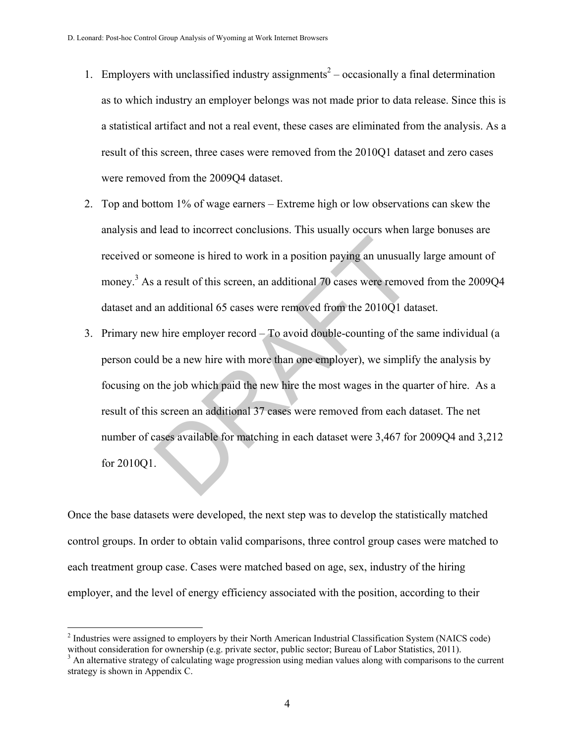1. Employers with unclassified industry assignments[2] – occasionally a final determination as to which industry an employer belongs was not made prior to data release. Since this is a statistical artifact and not a real event, these cases are eliminated from the analysis. As a result of this screen, three cases were removed from the 2010Q1 dataset and zero cases were removed from the 2009Q4 dataset.
2. Top and bottom 1% of wage earners – Extreme high or low observations can skew the analysis and lead to incorrect conclusions. This usually occurs when large bonuses are received or someone is hired to work in a position paying an unusually large amount of money.[3] As a result of this screen, an additional 70 cases were removed from the 2009Q4 dataset and an additional 65 cases were removed from the 2010Q1 dataset.
3. Primary new hire employer record – To avoid double-counting of the same individual (a person could be a new hire with more than one employer), we simplify the analysis by focusing on the job which paid the new hire the most wages in the quarter of hire. As a result of this screen an additional 37 cases were removed from each dataset. The net number of cases available for matching in each dataset were 3,467 for 2009Q4 and 3,212 for 2010Q1.

Once the base datasets were developed, the next step was to develop the statistically matched control groups. In order to obtain valid comparisons, three control group cases were matched to each treatment group case. Cases were matched based on age, sex, industry of the hiring employer, and the level of energy efficiency associated with the position, according to their

[2] Industries were assigned to employers by their North American Industrial Classification System (NAICS code) without consideration for ownership (e.g. private sector, public sector; Bureau of Labor Statistics, 2011).

[3] An alternative strategy of calculating wage progression using median values along with comparisons to the current strategy is shown in Appendix C.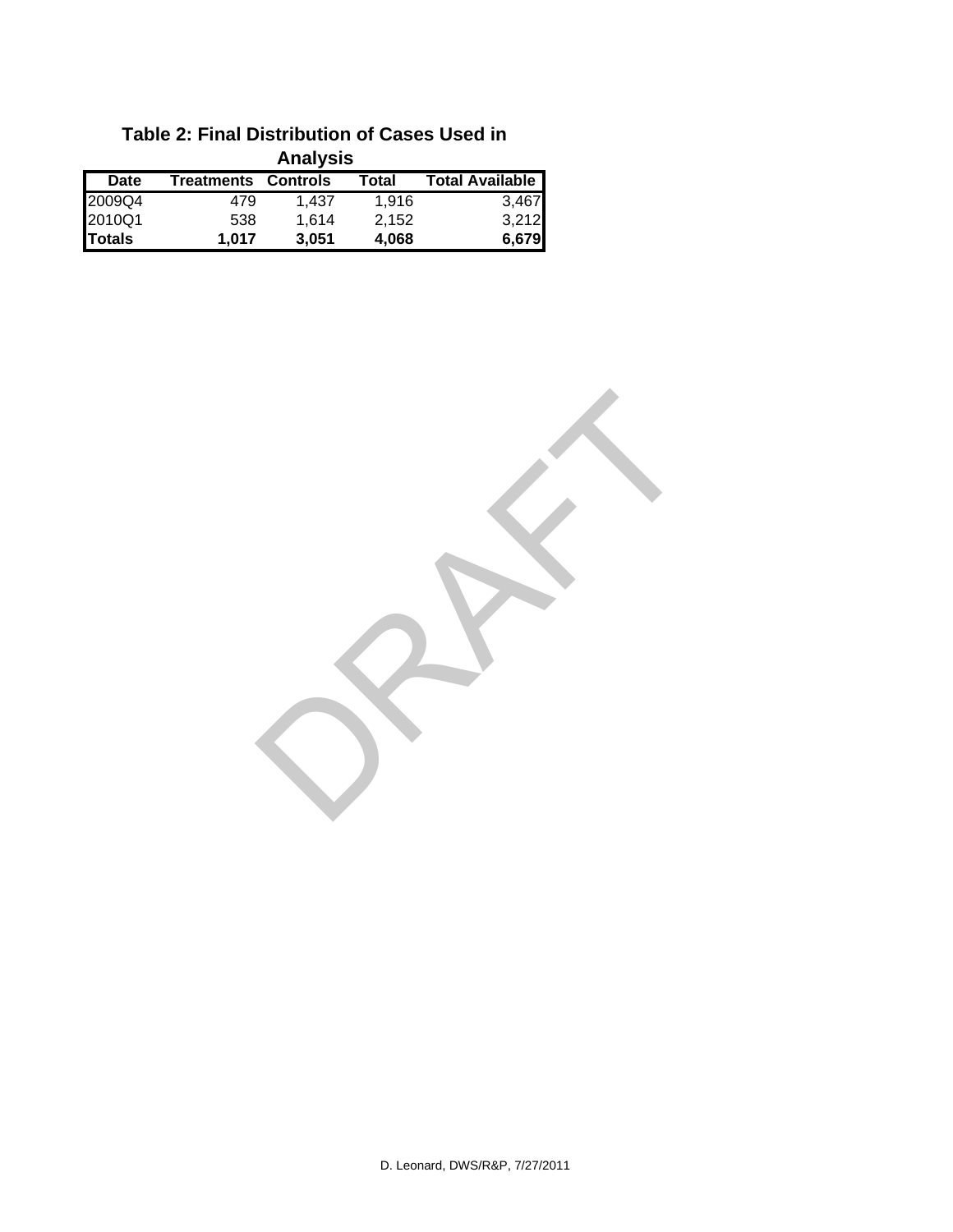**Table 2: Final Distribution of Cases Used in Analysis**

| Date | Treatments | Controls | Total | Total Available |
|---|---|---|---|---|
| 2009Q4 | 479 | 1,437 | 1,916 | 3,467 |
| 2010Q1 | 538 | 1,614 | 2,152 | 3,212 |
| **Totals** | **1,017** | **3,051** | **4,068** | **6,679** |

DRAFT

D. Leonard, DWS/R&P, 7/27/2011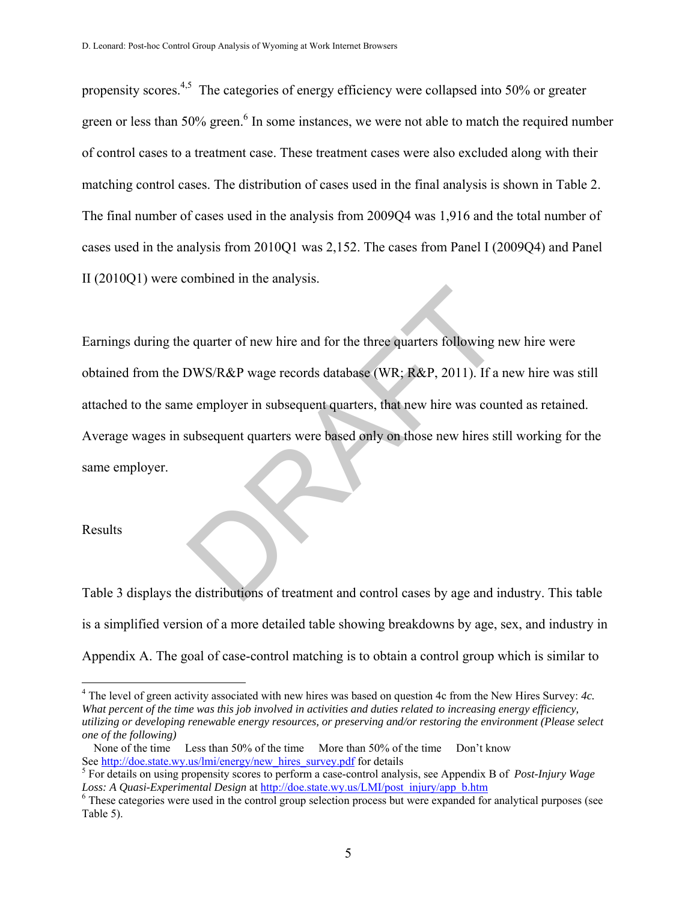propensity scores.[4,5] The categories of energy efficiency were collapsed into 50% or greater green or less than 50% green.[6] In some instances, we were not able to match the required number of control cases to a treatment case. These treatment cases were also excluded along with their matching control cases. The distribution of cases used in the final analysis is shown in Table 2. The final number of cases used in the analysis from 2009Q4 was 1,916 and the total number of cases used in the analysis from 2010Q1 was 2,152. The cases from Panel I (2009Q4) and Panel II (2010Q1) were combined in the analysis.

Earnings during the quarter of new hire and for the three quarters following new hire were obtained from the DWS/R&P wage records database (WR; R&P, 2011). If a new hire was still attached to the same employer in subsequent quarters, that new hire was counted as retained. Average wages in subsequent quarters were based only on those new hires still working for the same employer.

## Results

Table 3 displays the distributions of treatment and control cases by age and industry. This table is a simplified version of a more detailed table showing breakdowns by age, sex, and industry in Appendix A. The goal of case-control matching is to obtain a control group which is similar to

---

[4] The level of green activity associated with new hires was based on question 4c from the New Hires Survey: *4c. What percent of the time was this job involved in activities and duties related to increasing energy efficiency, utilizing or developing renewable energy resources, or preserving and/or restoring the environment (Please select one of the following)*

None of the time     Less than 50% of the time     More than 50% of the time     Don't know

See http://doe.state.wy.us/lmi/energy/new_hires_survey.pdf for details

[5] For details on using propensity scores to perform a case-control analysis, see Appendix B of *Post-Injury Wage Loss: A Quasi-Experimental Design* at http://doe.state.wy.us/LMI/post_injury/app_b.htm

[6] These categories were used in the control group selection process but were expanded for analytical purposes (see Table 5).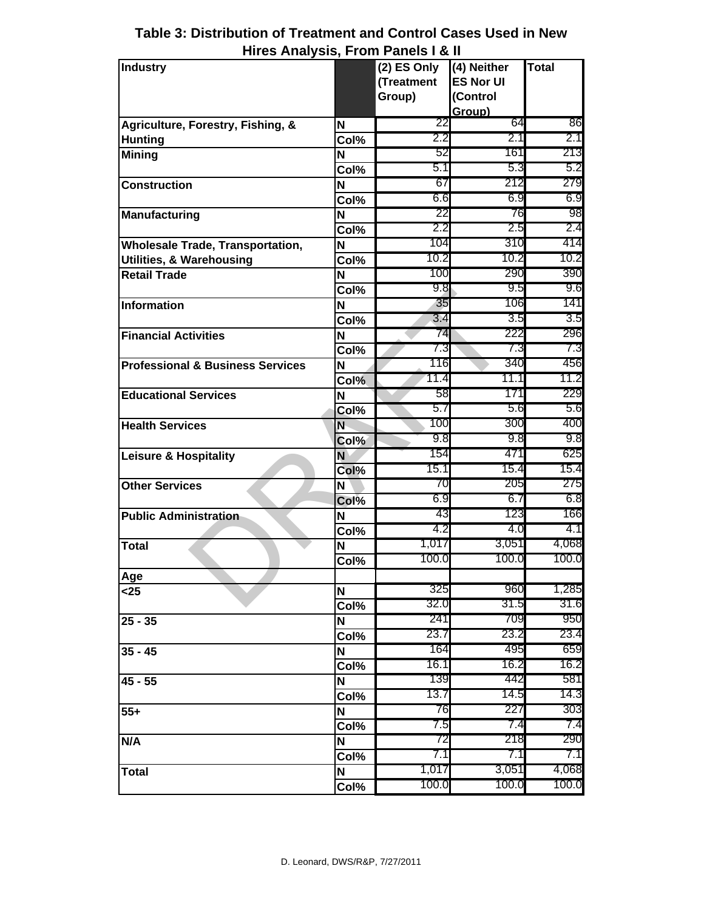# Table 3: Distribution of Treatment and Control Cases Used in New Hires Analysis, From Panels I & II

| Industry | | (2) ES Only (Treatment Group) | (4) Neither ES Nor UI (Control Group) | Total |
|---|---|---|---|---|
| Agriculture, Forestry, Fishing, & Hunting | N | 22 | 64 | 86 |
| | Col% | 2.2 | 2.1 | 2.1 |
| Mining | N | 52 | 161 | 213 |
| | Col% | 5.1 | 5.3 | 5.2 |
| Construction | N | 67 | 212 | 279 |
| | Col% | 6.6 | 6.9 | 6.9 |
| Manufacturing | N | 22 | 76 | 98 |
| | Col% | 2.2 | 2.5 | 2.4 |
| Wholesale Trade, Transportation, Utilities, & Warehousing | N | 104 | 310 | 414 |
| | Col% | 10.2 | 10.2 | 10.2 |
| Retail Trade | N | 100 | 290 | 390 |
| | Col% | 9.8 | 9.5 | 9.6 |
| Information | N | 35 | 106 | 141 |
| | Col% | 3.4 | 3.5 | 3.5 |
| Financial Activities | N | 74 | 222 | 296 |
| | Col% | 7.3 | 7.3 | 7.3 |
| Professional & Business Services | N | 116 | 340 | 456 |
| | Col% | 11.4 | 11.1 | 11.2 |
| Educational Services | N | 58 | 171 | 229 |
| | Col% | 5.7 | 5.6 | 5.6 |
| Health Services | N | 100 | 300 | 400 |
| | Col% | 9.8 | 9.8 | 9.8 |
| Leisure & Hospitality | N | 154 | 471 | 625 |
| | Col% | 15.1 | 15.4 | 15.4 |
| Other Services | N | 70 | 205 | 275 |
| | Col% | 6.9 | 6.7 | 6.8 |
| Public Administration | N | 43 | 123 | 166 |
| | Col% | 4.2 | 4.0 | 4.1 |
| Total | N | 1,017 | 3,051 | 4,068 |
| | Col% | 100.0 | 100.0 | 100.0 |
| **Age** | | | | |
| <25 | N | 325 | 960 | 1,285 |
| | Col% | 32.0 | 31.5 | 31.6 |
| 25 - 35 | N | 241 | 709 | 950 |
| | Col% | 23.7 | 23.2 | 23.4 |
| 35 - 45 | N | 164 | 495 | 659 |
| | Col% | 16.1 | 16.2 | 16.2 |
| 45 - 55 | N | 139 | 442 | 581 |
| | Col% | 13.7 | 14.5 | 14.3 |
| 55+ | N | 76 | 227 | 303 |
| | Col% | 7.5 | 7.4 | 7.4 |
| N/A | N | 72 | 218 | 290 |
| | Col% | 7.1 | 7.1 | 7.1 |
| Total | N | 1,017 | 3,051 | 4,068 |
| | Col% | 100.0 | 100.0 | 100.0 |

D. Leonard, DWS/R&P, 7/27/2011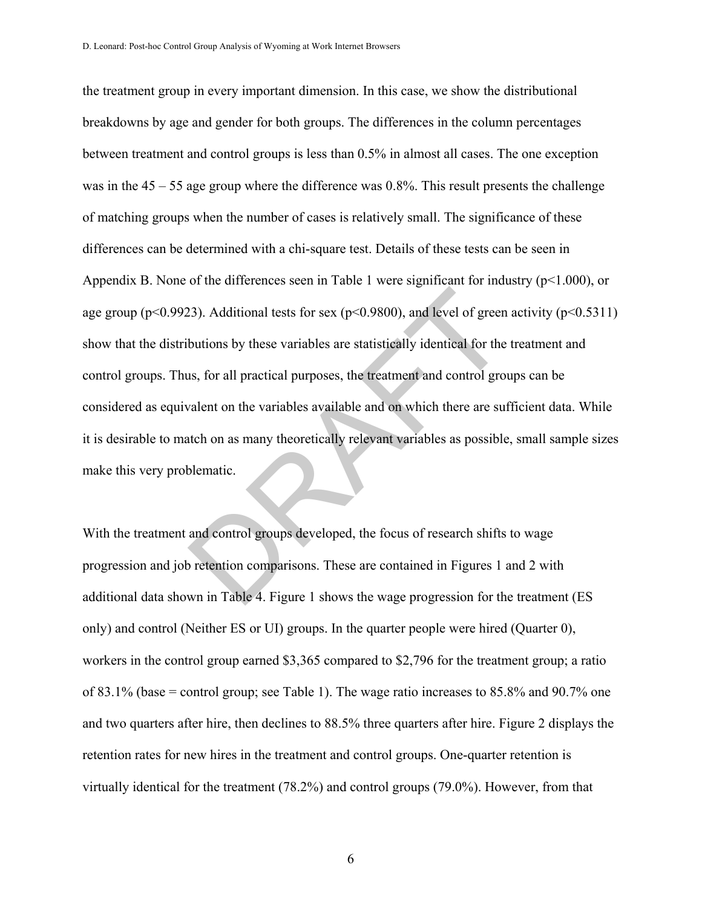the treatment group in every important dimension. In this case, we show the distributional breakdowns by age and gender for both groups. The differences in the column percentages between treatment and control groups is less than 0.5% in almost all cases. The one exception was in the 45 – 55 age group where the difference was 0.8%. This result presents the challenge of matching groups when the number of cases is relatively small. The significance of these differences can be determined with a chi-square test. Details of these tests can be seen in Appendix B. None of the differences seen in Table 1 were significant for industry ($p<1.000$), or age group ($p<0.9923$). Additional tests for sex ($p<0.9800$), and level of green activity ($p<0.5311$) show that the distributions by these variables are statistically identical for the treatment and control groups. Thus, for all practical purposes, the treatment and control groups can be considered as equivalent on the variables available and on which there are sufficient data. While it is desirable to match on as many theoretically relevant variables as possible, small sample sizes make this very problematic.

With the treatment and control groups developed, the focus of research shifts to wage progression and job retention comparisons. These are contained in Figures 1 and 2 with additional data shown in Table 4. Figure 1 shows the wage progression for the treatment (ES only) and control (Neither ES or UI) groups. In the quarter people were hired (Quarter 0), workers in the control group earned $3,365 compared to $2,796 for the treatment group; a ratio of 83.1% (base = control group; see Table 1). The wage ratio increases to 85.8% and 90.7% one and two quarters after hire, then declines to 88.5% three quarters after hire. Figure 2 displays the retention rates for new hires in the treatment and control groups. One-quarter retention is virtually identical for the treatment (78.2%) and control groups (79.0%). However, from that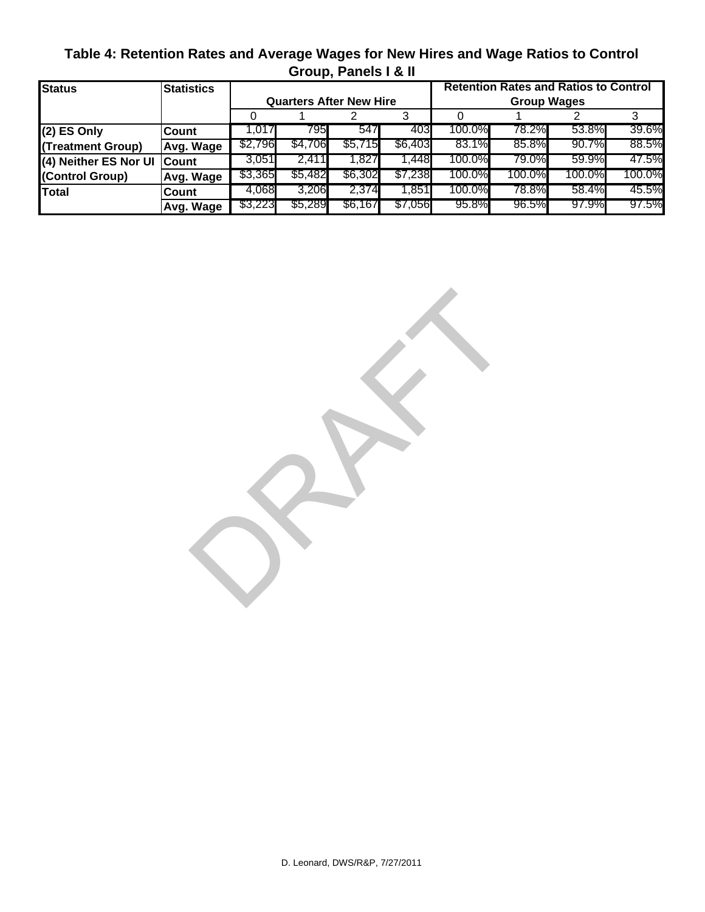**Table 4: Retention Rates and Average Wages for New Hires and Wage Ratios to Control Group, Panels I & II**

| Status | Statistics | Quarters After New Hire | | | | Retention Rates and Ratios to Control Group Wages | | | |
|---|---|---|---|---|---|---|---|---|---|
| | | 0 | 1 | 2 | 3 | 0 | 1 | 2 | 3 |
| (2) ES Only | Count | 1,017 | 795 | 547 | 403 | 100.0% | 78.2% | 53.8% | 39.6% |
| (Treatment Group) | Avg. Wage | $2,796 | $4,706 | $5,715 | $6,403 | 83.1% | 85.8% | 90.7% | 88.5% |
| (4) Neither ES Nor UI | Count | 3,051 | 2,411 | 1,827 | 1,448 | 100.0% | 79.0% | 59.9% | 47.5% |
| (Control Group) | Avg. Wage | $3,365 | $5,482 | $6,302 | $7,238 | 100.0% | 100.0% | 100.0% | 100.0% |
| Total | Count | 4,068 | 3,206 | 2,374 | 1,851 | 100.0% | 78.8% | 58.4% | 45.5% |
| | Avg. Wage | $3,223 | $5,289 | $6,167 | $7,056 | 95.8% | 96.5% | 97.9% | 97.5% |

DRAFT

D. Leonard, DWS/R&P, 7/27/2011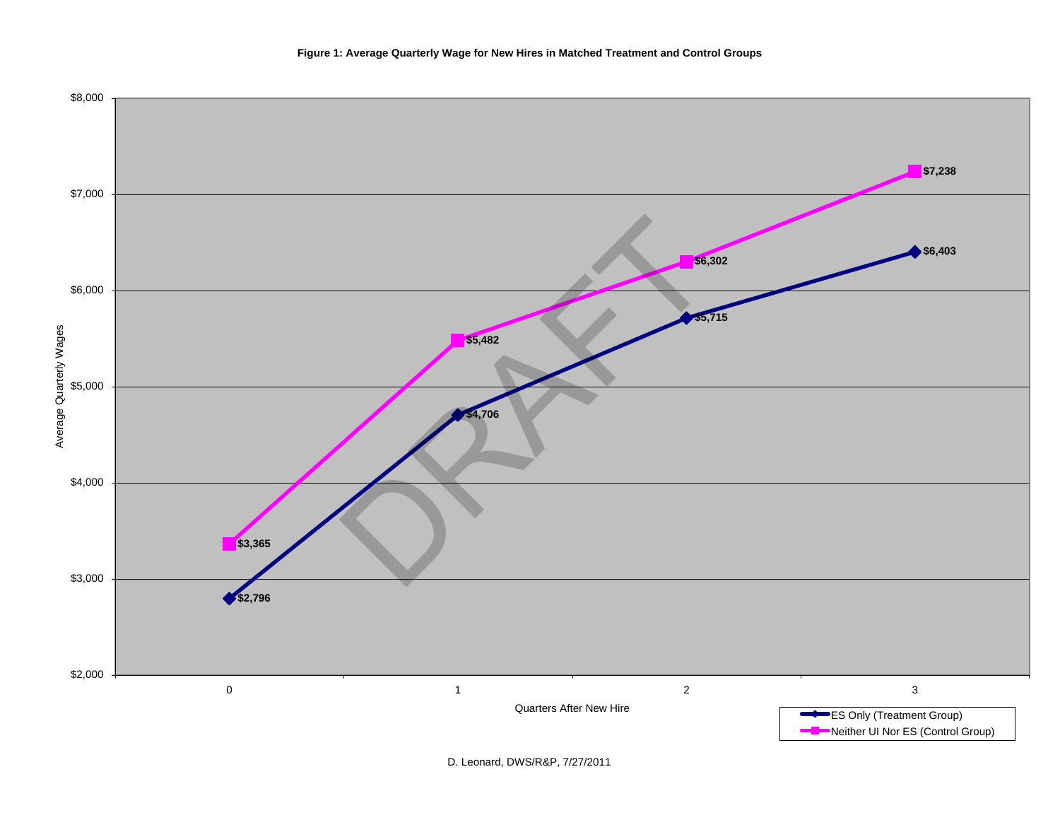**Figure 1: Average Quarterly Wage for New Hires in Matched Treatment and Control Groups**

| Quarters After New Hire | ES Only (Treatment Group) | Neither UI Nor ES (Control Group) |
|---|---|---|
| 0 | $2,796 | $3,365 |
| 1 | $4,706 | $5,482 |
| 2 | $5,715 | $6,302 |
| 3 | $6,403 | $7,238 |

D. Leonard, DWS/R&P, 7/27/2011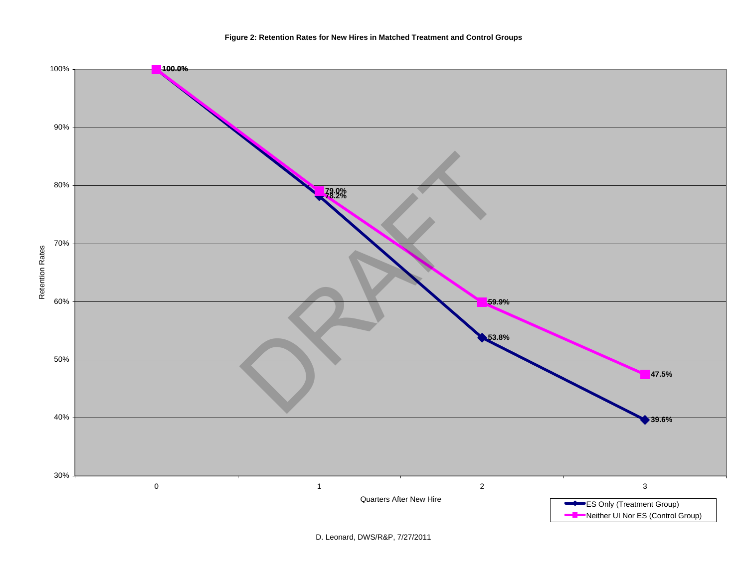**Figure 2: Retention Rates for New Hires in Matched Treatment and Control Groups**

| Quarters After New Hire | ES Only (Treatment Group) | Neither UI Nor ES (Control Group) |
|---|---|---|
| 0 | 100.0% | 100.0% |
| 1 | 78.2% | 79.0% |
| 2 | 53.8% | 59.9% |
| 3 | 39.6% | 47.5% |

D. Leonard, DWS/R&P, 7/27/2011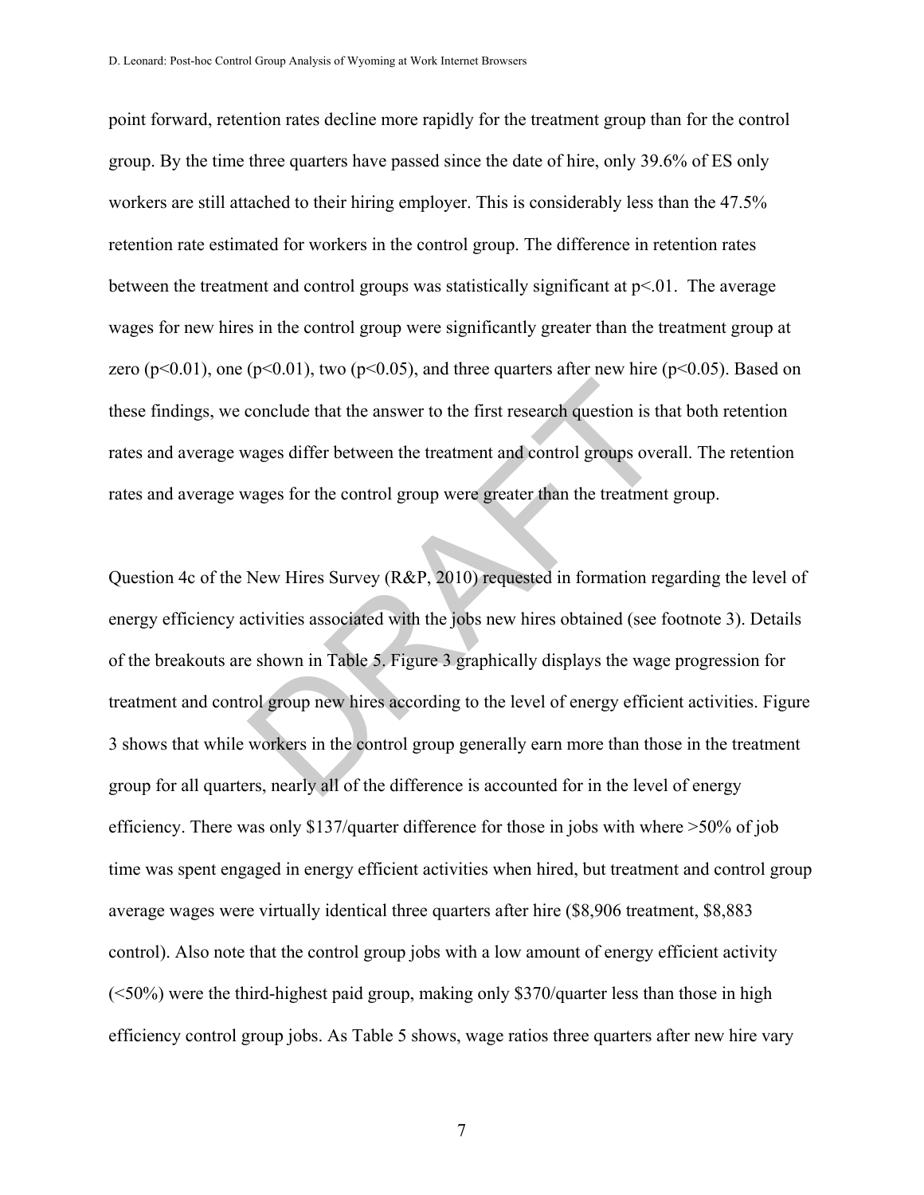point forward, retention rates decline more rapidly for the treatment group than for the control group. By the time three quarters have passed since the date of hire, only 39.6% of ES only workers are still attached to their hiring employer. This is considerably less than the 47.5% retention rate estimated for workers in the control group. The difference in retention rates between the treatment and control groups was statistically significant at $p<.01$. The average wages for new hires in the control group were significantly greater than the treatment group at zero ($p<0.01$), one ($p<0.01$), two ($p<0.05$), and three quarters after new hire ($p<0.05$). Based on these findings, we conclude that the answer to the first research question is that both retention rates and average wages differ between the treatment and control groups overall. The retention rates and average wages for the control group were greater than the treatment group.

Question 4c of the New Hires Survey (R&P, 2010) requested in formation regarding the level of energy efficiency activities associated with the jobs new hires obtained (see footnote 3). Details of the breakouts are shown in Table 5. Figure 3 graphically displays the wage progression for treatment and control group new hires according to the level of energy efficient activities. Figure 3 shows that while workers in the control group generally earn more than those in the treatment group for all quarters, nearly all of the difference is accounted for in the level of energy efficiency. There was only $137/quarter difference for those in jobs with where >50% of job time was spent engaged in energy efficient activities when hired, but treatment and control group average wages were virtually identical three quarters after hire ($8,906 treatment, $8,883 control). Also note that the control group jobs with a low amount of energy efficient activity (<50%) were the third-highest paid group, making only $370/quarter less than those in high efficiency control group jobs. As Table 5 shows, wage ratios three quarters after new hire vary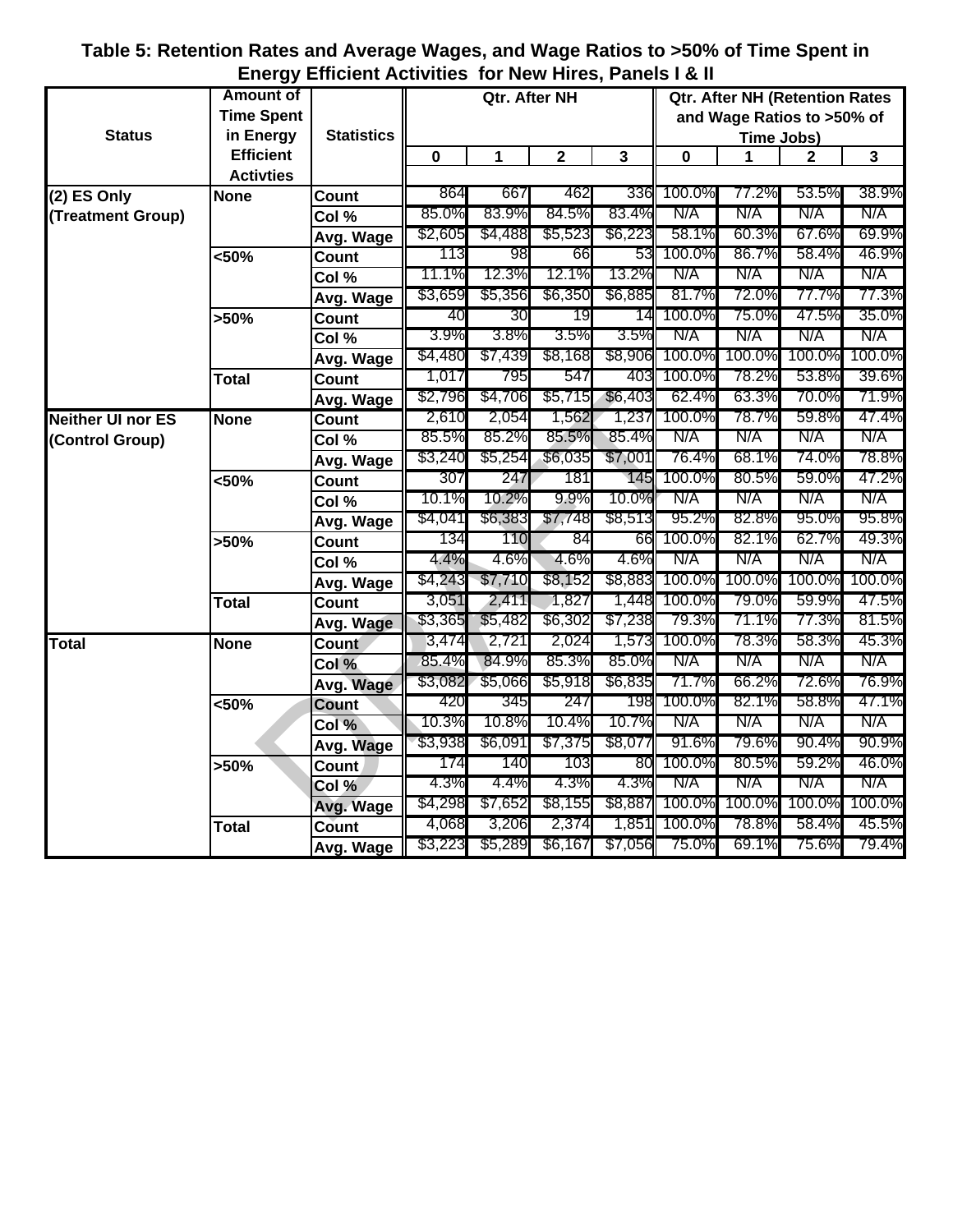**Table 5: Retention Rates and Average Wages, and Wage Ratios to >50% of Time Spent in Energy Efficient Activities for New Hires, Panels I & II**

| Status | Amount of Time Spent in Energy Efficient Activties | Statistics | Qtr. After NH | | | | Qtr. After NH (Retention Rates and Wage Ratios to >50% of Time Jobs) | | | |
|---|---|---|---|---|---|---|---|---|---|---|
| | | | 0 | 1 | 2 | 3 | 0 | 1 | 2 | 3 |
| (2) ES Only (Treatment Group) | None | Count | 864 | 667 | 462 | 336 | 100.0% | 77.2% | 53.5% | 38.9% |
| | | Col % | 85.0% | 83.9% | 84.5% | 83.4% | N/A | N/A | N/A | N/A |
| | | Avg. Wage | $2,605 | $4,488 | $5,523 | $6,223 | 58.1% | 60.3% | 67.6% | 69.9% |
| | <50% | Count | 113 | 98 | 66 | 53 | 100.0% | 86.7% | 58.4% | 46.9% |
| | | Col % | 11.1% | 12.3% | 12.1% | 13.2% | N/A | N/A | N/A | N/A |
| | | Avg. Wage | $3,659 | $5,356 | $6,350 | $6,885 | 81.7% | 72.0% | 77.7% | 77.3% |
| | >50% | Count | 40 | 30 | 19 | 14 | 100.0% | 75.0% | 47.5% | 35.0% |
| | | Col % | 3.9% | 3.8% | 3.5% | 3.5% | N/A | N/A | N/A | N/A |
| | | Avg. Wage | $4,480 | $7,439 | $8,168 | $8,906 | 100.0% | 100.0% | 100.0% | 100.0% |
| | Total | Count | 1,017 | 795 | 547 | 403 | 100.0% | 78.2% | 53.8% | 39.6% |
| | | Avg. Wage | $2,796 | $4,706 | $5,715 | $6,403 | 62.4% | 63.3% | 70.0% | 71.9% |
| Neither UI nor ES (Control Group) | None | Count | 2,610 | 2,054 | 1,562 | 1,237 | 100.0% | 78.7% | 59.8% | 47.4% |
| | | Col % | 85.5% | 85.2% | 85.5% | 85.4% | N/A | N/A | N/A | N/A |
| | | Avg. Wage | $3,240 | $5,254 | $6,035 | $7,001 | 76.4% | 68.1% | 74.0% | 78.8% |
| | <50% | Count | 307 | 247 | 181 | 145 | 100.0% | 80.5% | 59.0% | 47.2% |
| | | Col % | 10.1% | 10.2% | 9.9% | 10.0% | N/A | N/A | N/A | N/A |
| | | Avg. Wage | $4,041 | $6,383 | $7,748 | $8,513 | 95.2% | 82.8% | 95.0% | 95.8% |
| | >50% | Count | 134 | 110 | 84 | 66 | 100.0% | 82.1% | 62.7% | 49.3% |
| | | Col % | 4.4% | 4.6% | 4.6% | 4.6% | N/A | N/A | N/A | N/A |
| | | Avg. Wage | $4,243 | $7,710 | $8,152 | $8,883 | 100.0% | 100.0% | 100.0% | 100.0% |
| | Total | Count | 3,051 | 2,411 | 1,827 | 1,448 | 100.0% | 79.0% | 59.9% | 47.5% |
| | | Avg. Wage | $3,365 | $5,482 | $6,302 | $7,238 | 79.3% | 71.1% | 77.3% | 81.5% |
| Total | None | Count | 3,474 | 2,721 | 2,024 | 1,573 | 100.0% | 78.3% | 58.3% | 45.3% |
| | | Col % | 85.4% | 84.9% | 85.3% | 85.0% | N/A | N/A | N/A | N/A |
| | | Avg. Wage | $3,082 | $5,066 | $5,918 | $6,835 | 71.7% | 66.2% | 72.6% | 76.9% |
| | <50% | Count | 420 | 345 | 247 | 198 | 100.0% | 82.1% | 58.8% | 47.1% |
| | | Col % | 10.3% | 10.8% | 10.4% | 10.7% | N/A | N/A | N/A | N/A |
| | | Avg. Wage | $3,938 | $6,091 | $7,375 | $8,077 | 91.6% | 79.6% | 90.4% | 90.9% |
| | >50% | Count | 174 | 140 | 103 | 80 | 100.0% | 80.5% | 59.2% | 46.0% |
| | | Col % | 4.3% | 4.4% | 4.3% | 4.3% | N/A | N/A | N/A | N/A |
| | | Avg. Wage | $4,298 | $7,652 | $8,155 | $8,887 | 100.0% | 100.0% | 100.0% | 100.0% |
| | Total | Count | 4,068 | 3,206 | 2,374 | 1,851 | 100.0% | 78.8% | 58.4% | 45.5% |
| | | Avg. Wage | $3,223 | $5,289 | $6,167 | $7,056 | 75.0% | 69.1% | 75.6% | 79.4% |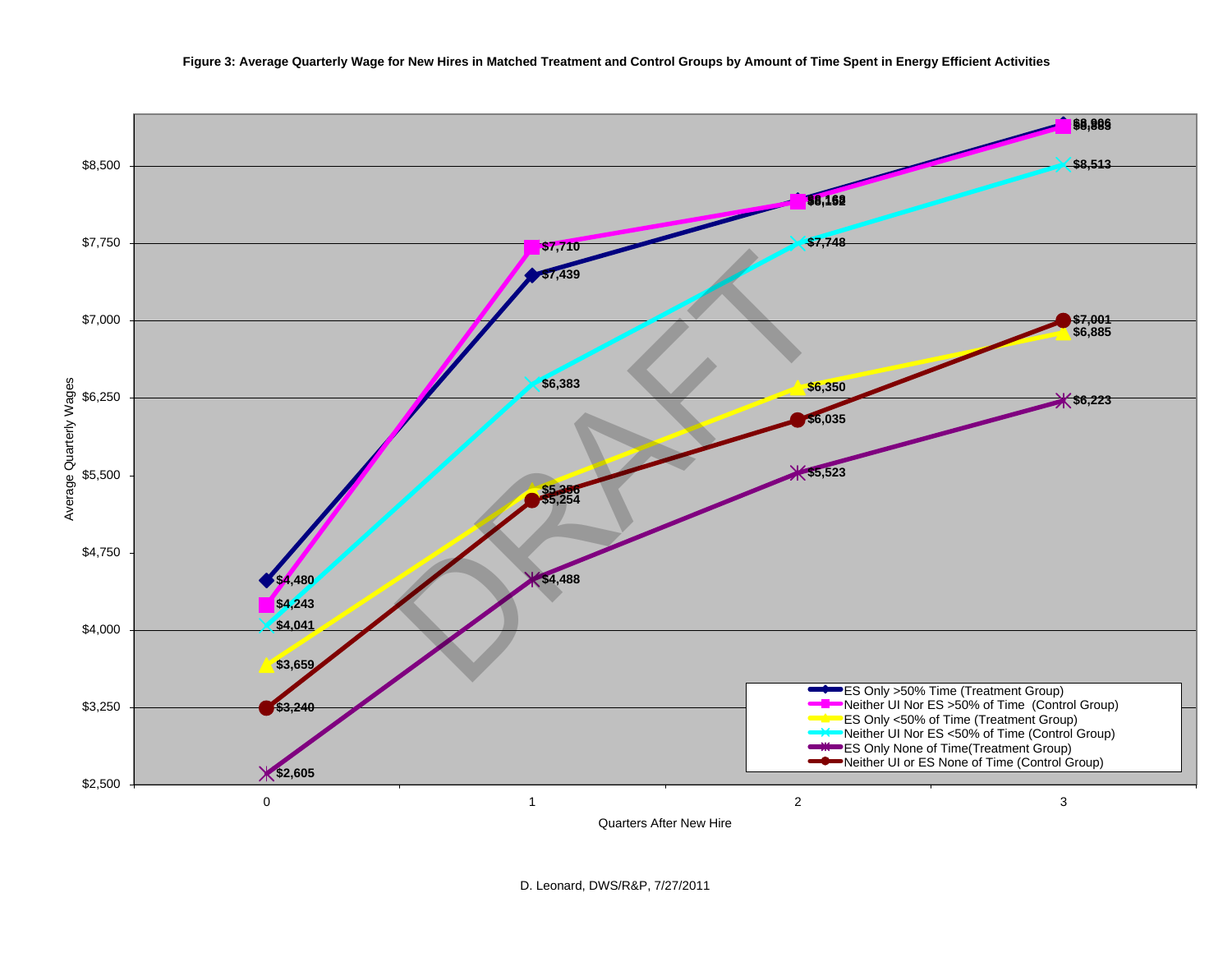**Figure 3: Average Quarterly Wage for New Hires in Matched Treatment and Control Groups by Amount of Time Spent in Energy Efficient Activities**

Average Quarterly Wages by Quarters After New Hire:

| Group | 0 | 1 | 2 | 3 |
|---|---|---|---|---|
| ES Only >50% Time (Treatment Group) | $4,480 | $7,439 | $8,169 | $8,906 |
| Neither UI Nor ES >50% of Time (Control Group) | $4,243 | $7,710 | $8,152 | $8,883 |
| ES Only <50% of Time (Treatment Group) | $3,659 | $5,356 | $6,350 | $6,885 |
| Neither UI Nor ES <50% of Time (Control Group) | $4,041 | $6,383 | $7,748 | $8,513 |
| ES Only None of Time(Treatment Group) | $2,605 | $4,488 | $5,523 | $6,223 |
| Neither UI or ES None of Time (Control Group) | $3,240 | $5,254 | $6,035 | $7,001 |

DRAFT

D. Leonard, DWS/R&P, 7/27/2011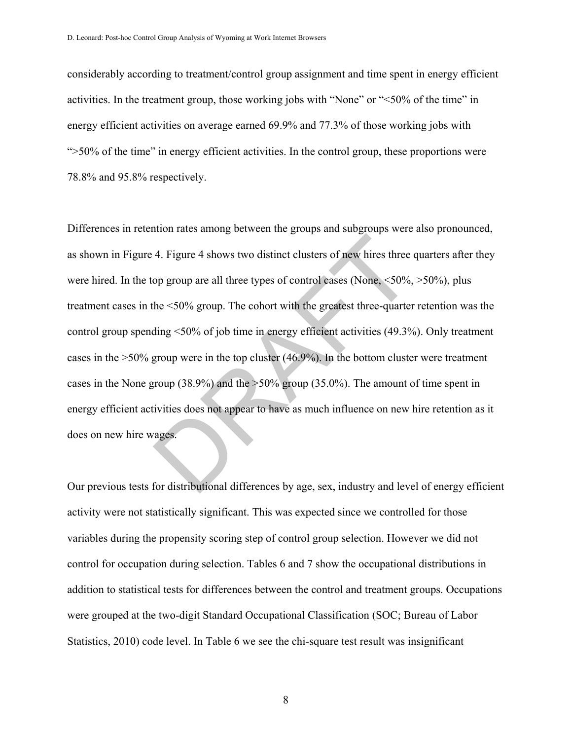considerably according to treatment/control group assignment and time spent in energy efficient activities. In the treatment group, those working jobs with "None" or "<50% of the time" in energy efficient activities on average earned 69.9% and 77.3% of those working jobs with ">50% of the time" in energy efficient activities. In the control group, these proportions were 78.8% and 95.8% respectively.

Differences in retention rates among between the groups and subgroups were also pronounced, as shown in Figure 4. Figure 4 shows two distinct clusters of new hires three quarters after they were hired. In the top group are all three types of control cases (None, <50%, >50%), plus treatment cases in the <50% group. The cohort with the greatest three-quarter retention was the control group spending <50% of job time in energy efficient activities (49.3%). Only treatment cases in the >50% group were in the top cluster (46.9%). In the bottom cluster were treatment cases in the None group (38.9%) and the >50% group (35.0%). The amount of time spent in energy efficient activities does not appear to have as much influence on new hire retention as it does on new hire wages.

Our previous tests for distributional differences by age, sex, industry and level of energy efficient activity were not statistically significant. This was expected since we controlled for those variables during the propensity scoring step of control group selection. However we did not control for occupation during selection. Tables 6 and 7 show the occupational distributions in addition to statistical tests for differences between the control and treatment groups. Occupations were grouped at the two-digit Standard Occupational Classification (SOC; Bureau of Labor Statistics, 2010) code level. In Table 6 we see the chi-square test result was insignificant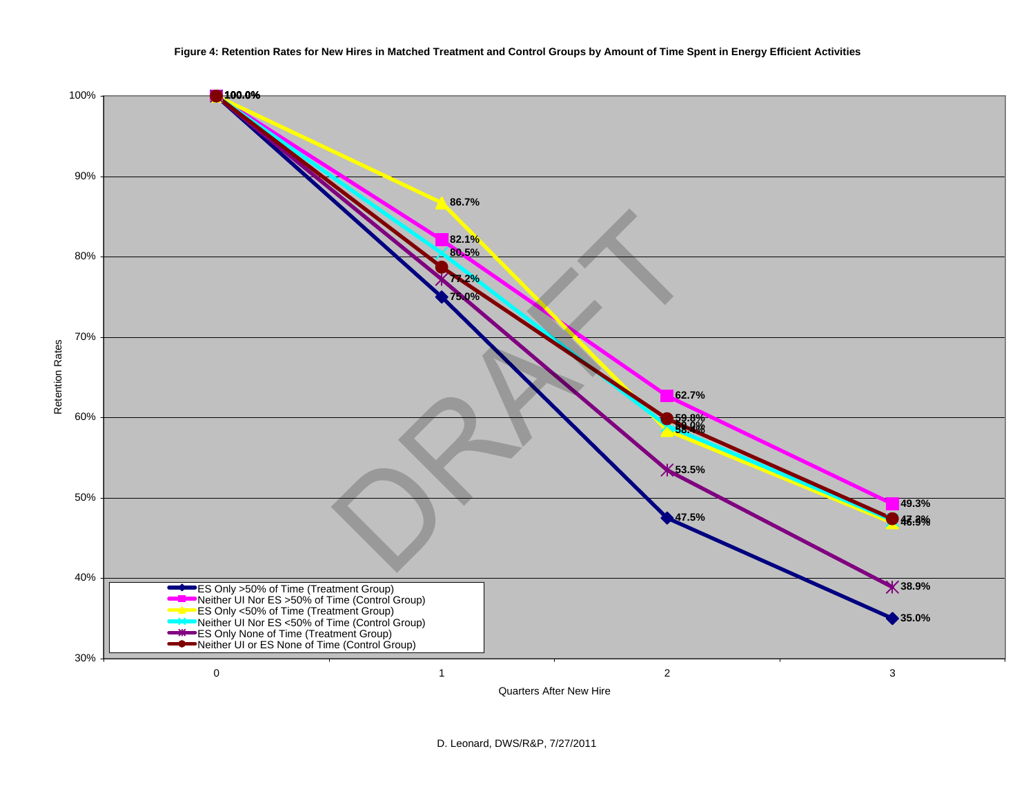**Figure 4: Retention Rates for New Hires in Matched Treatment and Control Groups by Amount of Time Spent in Energy Efficient Activities**

| Quarters After New Hire | 0 | 1 | 2 | 3 |
|---|---|---|---|---|
| ES Only >50% of Time (Treatment Group) | 100.0% | 75.0% | 47.5% | 35.0% |
| Neither UI Nor ES >50% of Time (Control Group) | 100.0% | 82.1% | 62.7% | 49.3% |
| ES Only <50% of Time (Treatment Group) | 100.0% | 86.7% | 58.1% | 46.9% |
| Neither UI Nor ES <50% of Time (Control Group) | 100.0% | 80.5% | 59.0% | 47.2% |
| ES Only None of Time (Treatment Group) | 100.0% | 77.2% | 53.5% | 38.9% |
| Neither UI or ES None of Time (Control Group) | 100.0% | 78.7% | 59.8% | 47.4% |

*Note: Values for the two control groups at quarters 2 and 3, and the Neither UI or ES None of Time (Control Group) value at quarter 1, are partially obscured by overlapping labels in the chart.*

Y-axis: Retention Rates (30% – 100%)

X-axis: Quarters After New Hire

DRAFT

D. Leonard, DWS/R&P, 7/27/2011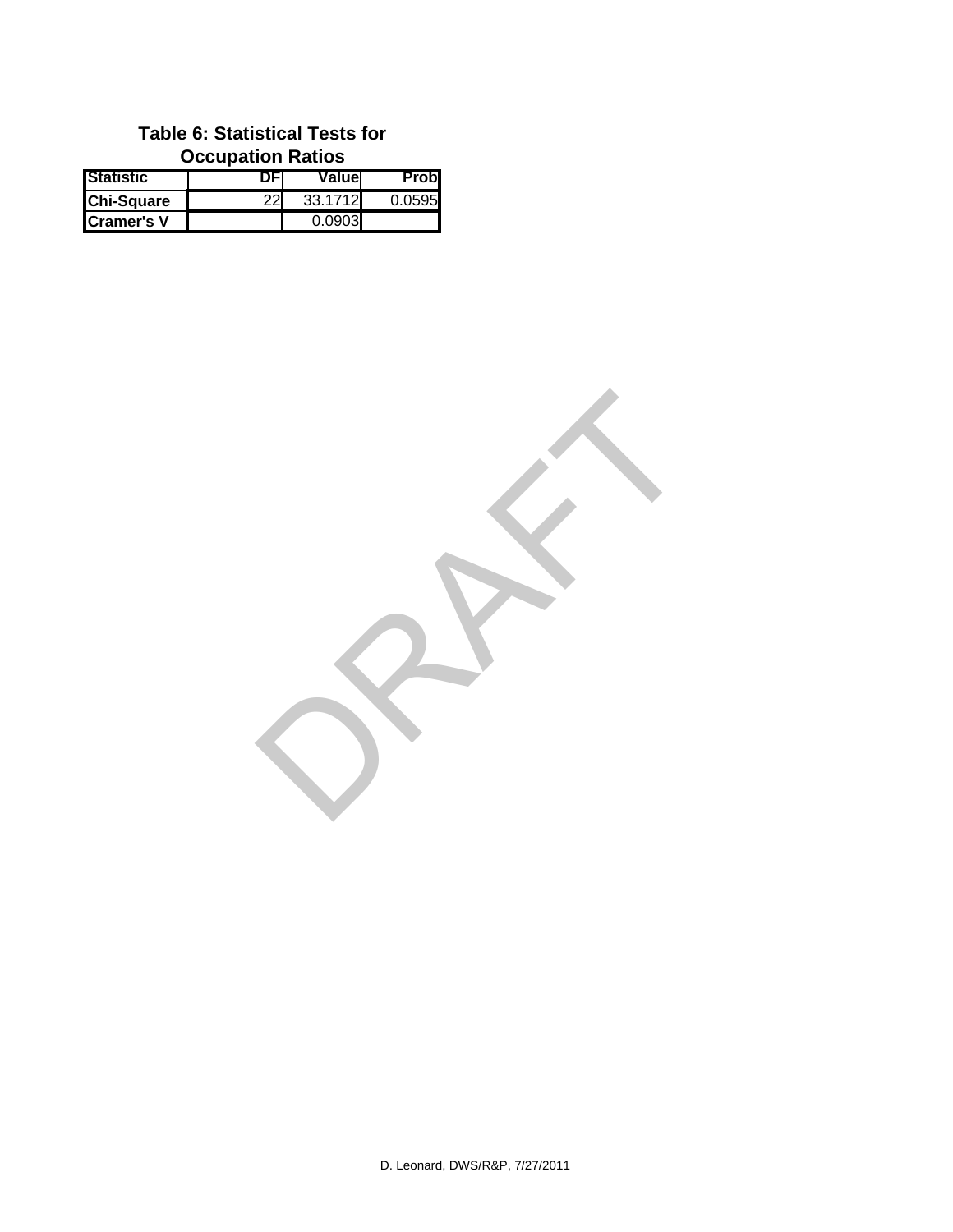**Table 6: Statistical Tests for Occupation Ratios**

| Statistic | DF | Value | Prob |
|---|---|---|---|
| Chi-Square | 22 | 33.1712 | 0.0595 |
| Cramer's V | | 0.0903 | |

DRAFT

D. Leonard, DWS/R&P, 7/27/2011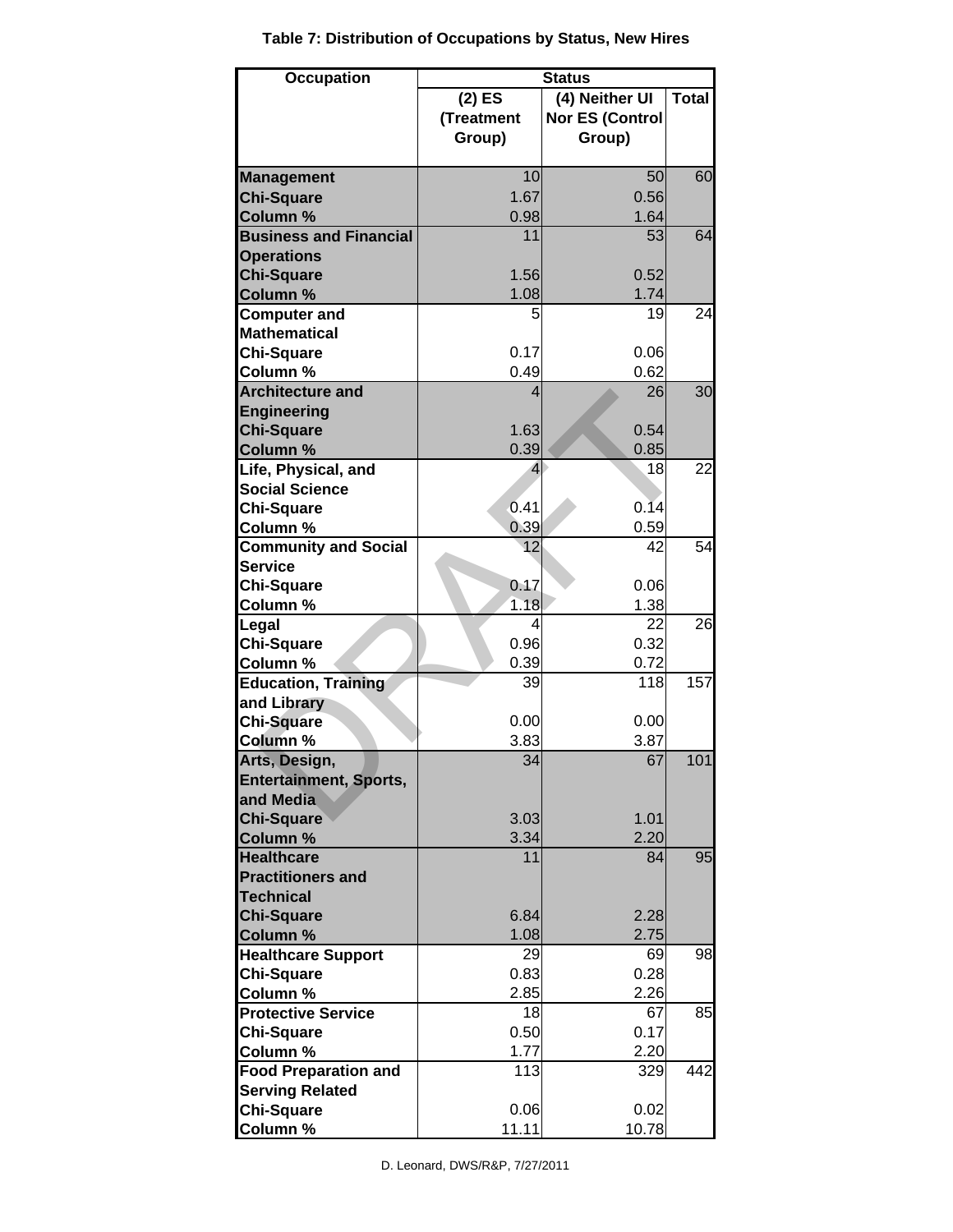# Table 7: Distribution of Occupations by Status, New Hires

| Occupation | Status | | |
|---|---|---|---|
| | (2) ES (Treatment Group) | (4) Neither UI Nor ES (Control Group) | Total |
| **Management** | 10 | 50 | 60 |
| **Chi-Square** | 1.67 | 0.56 | |
| **Column %** | 0.98 | 1.64 | |
| **Business and Financial Operations** | 11 | 53 | 64 |
| **Chi-Square** | 1.56 | 0.52 | |
| **Column %** | 1.08 | 1.74 | |
| **Computer and Mathematical** | 5 | 19 | 24 |
| **Chi-Square** | 0.17 | 0.06 | |
| **Column %** | 0.49 | 0.62 | |
| **Architecture and Engineering** | 4 | 26 | 30 |
| **Chi-Square** | 1.63 | 0.54 | |
| **Column %** | 0.39 | 0.85 | |
| **Life, Physical, and Social Science** | 4 | 18 | 22 |
| **Chi-Square** | 0.41 | 0.14 | |
| **Column %** | 0.39 | 0.59 | |
| **Community and Social Service** | 12 | 42 | 54 |
| **Chi-Square** | 0.17 | 0.06 | |
| **Column %** | 1.18 | 1.38 | |
| **Legal** | 4 | 22 | 26 |
| **Chi-Square** | 0.96 | 0.32 | |
| **Column %** | 0.39 | 0.72 | |
| **Education, Training and Library** | 39 | 118 | 157 |
| **Chi-Square** | 0.00 | 0.00 | |
| **Column %** | 3.83 | 3.87 | |
| **Arts, Design, Entertainment, Sports, and Media** | 34 | 67 | 101 |
| **Chi-Square** | 3.03 | 1.01 | |
| **Column %** | 3.34 | 2.20 | |
| **Healthcare Practitioners and Technical** | 11 | 84 | 95 |
| **Chi-Square** | 6.84 | 2.28 | |
| **Column %** | 1.08 | 2.75 | |
| **Healthcare Support** | 29 | 69 | 98 |
| **Chi-Square** | 0.83 | 0.28 | |
| **Column %** | 2.85 | 2.26 | |
| **Protective Service** | 18 | 67 | 85 |
| **Chi-Square** | 0.50 | 0.17 | |
| **Column %** | 1.77 | 2.20 | |
| **Food Preparation and Serving Related** | 113 | 329 | 442 |
| **Chi-Square** | 0.06 | 0.02 | |
| **Column %** | 11.11 | 10.78 | |

D. Leonard, DWS/R&P, 7/27/2011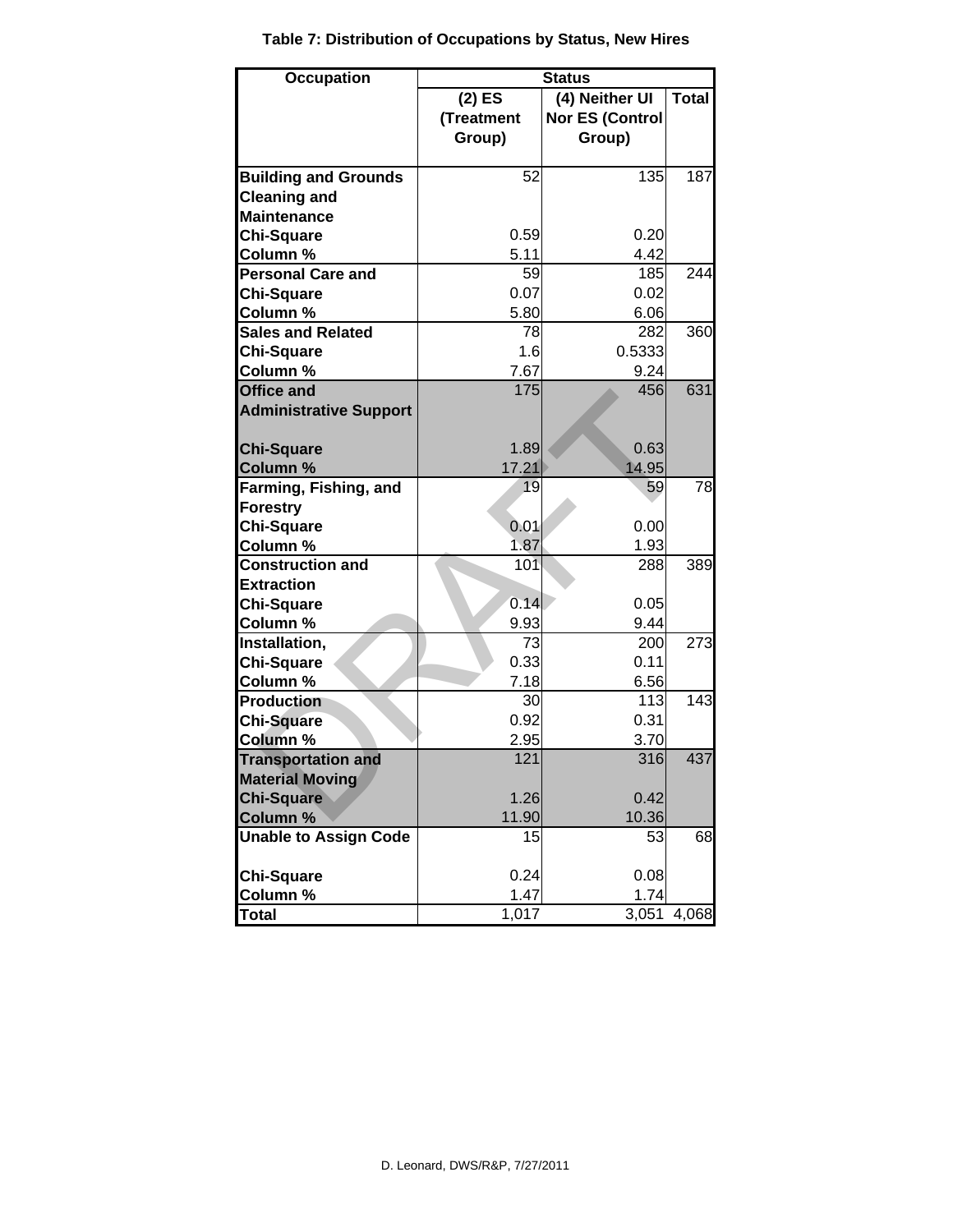**Table 7: Distribution of Occupations by Status, New Hires**

| Occupation | Status | | |
|---|---|---|---|
| | (2) ES (Treatment Group) | (4) Neither UI Nor ES (Control Group) | Total |
| **Building and Grounds Cleaning and Maintenance** | 52 | 135 | 187 |
| **Chi-Square** | 0.59 | 0.20 | |
| **Column %** | 5.11 | 4.42 | |
| **Personal Care and** | 59 | 185 | 244 |
| **Chi-Square** | 0.07 | 0.02 | |
| **Column %** | 5.80 | 6.06 | |
| **Sales and Related** | 78 | 282 | 360 |
| **Chi-Square** | 1.6 | 0.5333 | |
| **Column %** | 7.67 | 9.24 | |
| **Office and Administrative Support** | 175 | 456 | 631 |
| **Chi-Square** | 1.89 | 0.63 | |
| **Column %** | 17.21 | 14.95 | |
| **Farming, Fishing, and Forestry** | 19 | 59 | 78 |
| **Chi-Square** | 0.01 | 0.00 | |
| **Column %** | 1.87 | 1.93 | |
| **Construction and Extraction** | 101 | 288 | 389 |
| **Chi-Square** | 0.14 | 0.05 | |
| **Column %** | 9.93 | 9.44 | |
| **Installation,** | 73 | 200 | 273 |
| **Chi-Square** | 0.33 | 0.11 | |
| **Column %** | 7.18 | 6.56 | |
| **Production** | 30 | 113 | 143 |
| **Chi-Square** | 0.92 | 0.31 | |
| **Column %** | 2.95 | 3.70 | |
| **Transportation and Material Moving** | 121 | 316 | 437 |
| **Chi-Square** | 1.26 | 0.42 | |
| **Column %** | 11.90 | 10.36 | |
| **Unable to Assign Code** | 15 | 53 | 68 |
| **Chi-Square** | 0.24 | 0.08 | |
| **Column %** | 1.47 | 1.74 | |
| **Total** | 1,017 | 3,051 | 4,068 |

D. Leonard, DWS/R&P, 7/27/2011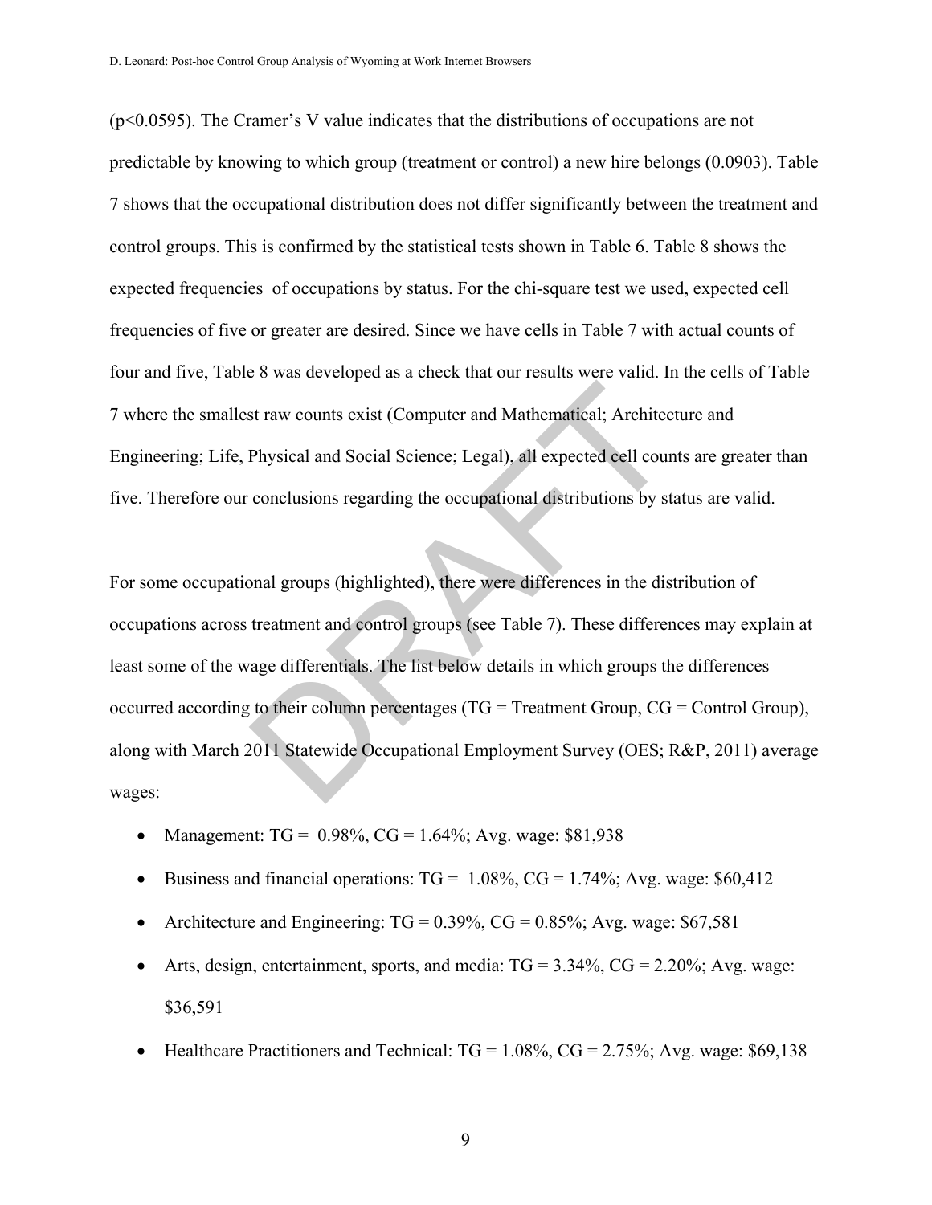($p<0.0595$). The Cramer's V value indicates that the distributions of occupations are not predictable by knowing to which group (treatment or control) a new hire belongs (0.0903). Table 7 shows that the occupational distribution does not differ significantly between the treatment and control groups. This is confirmed by the statistical tests shown in Table 6. Table 8 shows the expected frequencies of occupations by status. For the chi-square test we used, expected cell frequencies of five or greater are desired. Since we have cells in Table 7 with actual counts of four and five, Table 8 was developed as a check that our results were valid. In the cells of Table 7 where the smallest raw counts exist (Computer and Mathematical; Architecture and Engineering; Life, Physical and Social Science; Legal), all expected cell counts are greater than five. Therefore our conclusions regarding the occupational distributions by status are valid.

For some occupational groups (highlighted), there were differences in the distribution of occupations across treatment and control groups (see Table 7). These differences may explain at least some of the wage differentials. The list below details in which groups the differences occurred according to their column percentages (TG = Treatment Group, CG = Control Group), along with March 2011 Statewide Occupational Employment Survey (OES; R&P, 2011) average wages:

- Management: TG = 0.98%, CG = 1.64%; Avg. wage: $81,938
- Business and financial operations: TG = 1.08%, CG = 1.74%; Avg. wage: $60,412
- Architecture and Engineering: TG = 0.39%, CG = 0.85%; Avg. wage: $67,581
- Arts, design, entertainment, sports, and media: TG = 3.34%, CG = 2.20%; Avg. wage: $36,591
- Healthcare Practitioners and Technical: TG = 1.08%, CG = 2.75%; Avg. wage: $69,138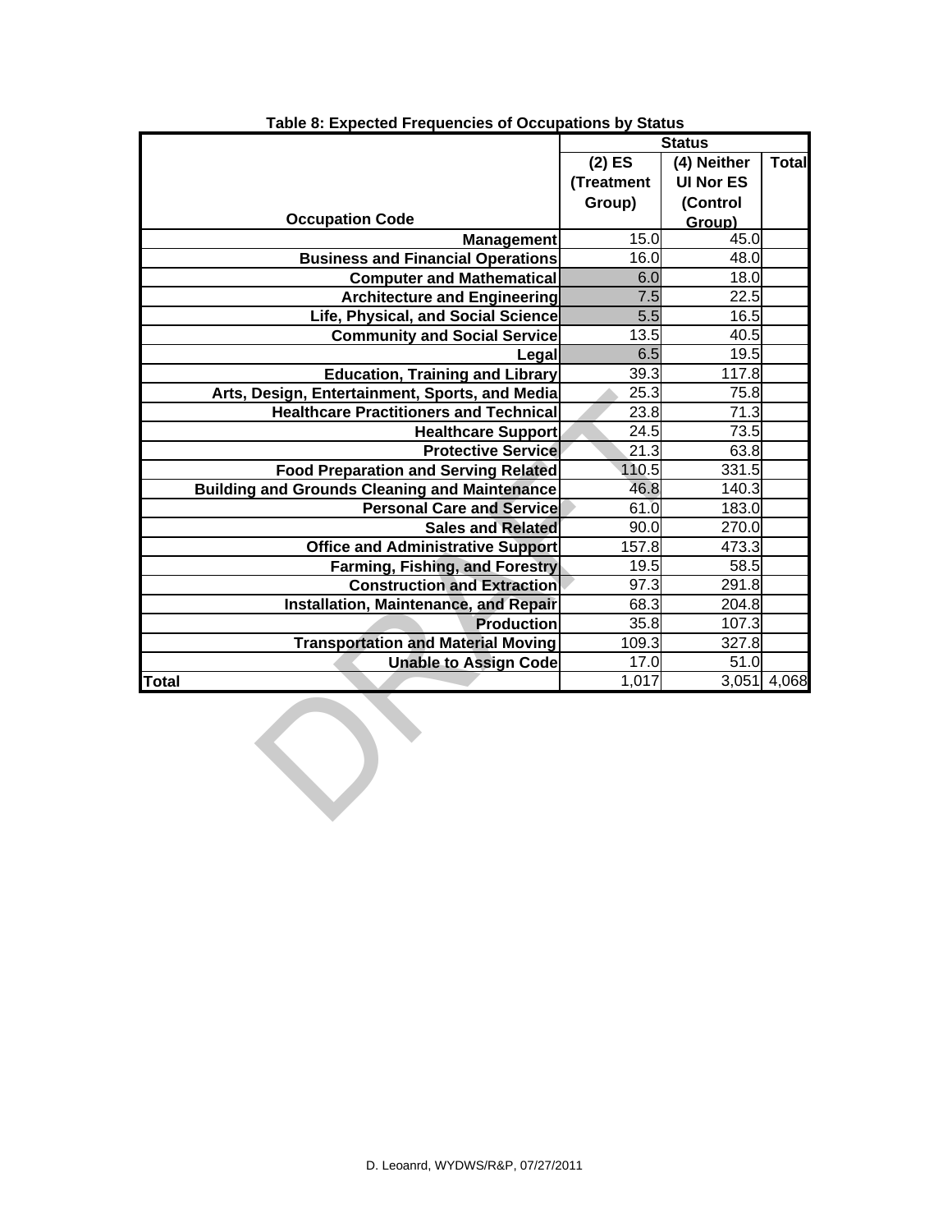**Table 8: Expected Frequencies of Occupations by Status**

| Occupation Code | (2) ES (Treatment Group) | (4) Neither UI Nor ES (Control Group) | Total |
|---|---|---|---|
| | Status | | |
| Management | 15.0 | 45.0 | |
| Business and Financial Operations | 16.0 | 48.0 | |
| Computer and Mathematical | 6.0 | 18.0 | |
| Architecture and Engineering | 7.5 | 22.5 | |
| Life, Physical, and Social Science | 5.5 | 16.5 | |
| Community and Social Service | 13.5 | 40.5 | |
| Legal | 6.5 | 19.5 | |
| Education, Training and Library | 39.3 | 117.8 | |
| Arts, Design, Entertainment, Sports, and Media | 25.3 | 75.8 | |
| Healthcare Practitioners and Technical | 23.8 | 71.3 | |
| Healthcare Support | 24.5 | 73.5 | |
| Protective Service | 21.3 | 63.8 | |
| Food Preparation and Serving Related | 110.5 | 331.5 | |
| Building and Grounds Cleaning and Maintenance | 46.8 | 140.3 | |
| Personal Care and Service | 61.0 | 183.0 | |
| Sales and Related | 90.0 | 270.0 | |
| Office and Administrative Support | 157.8 | 473.3 | |
| Farming, Fishing, and Forestry | 19.5 | 58.5 | |
| Construction and Extraction | 97.3 | 291.8 | |
| Installation, Maintenance, and Repair | 68.3 | 204.8 | |
| Production | 35.8 | 107.3 | |
| Transportation and Material Moving | 109.3 | 327.8 | |
| Unable to Assign Code | 17.0 | 51.0 | |
| **Total** | 1,017 | 3,051 | 4,068 |

D. Leoanrd, WYDWS/R&P, 07/27/2011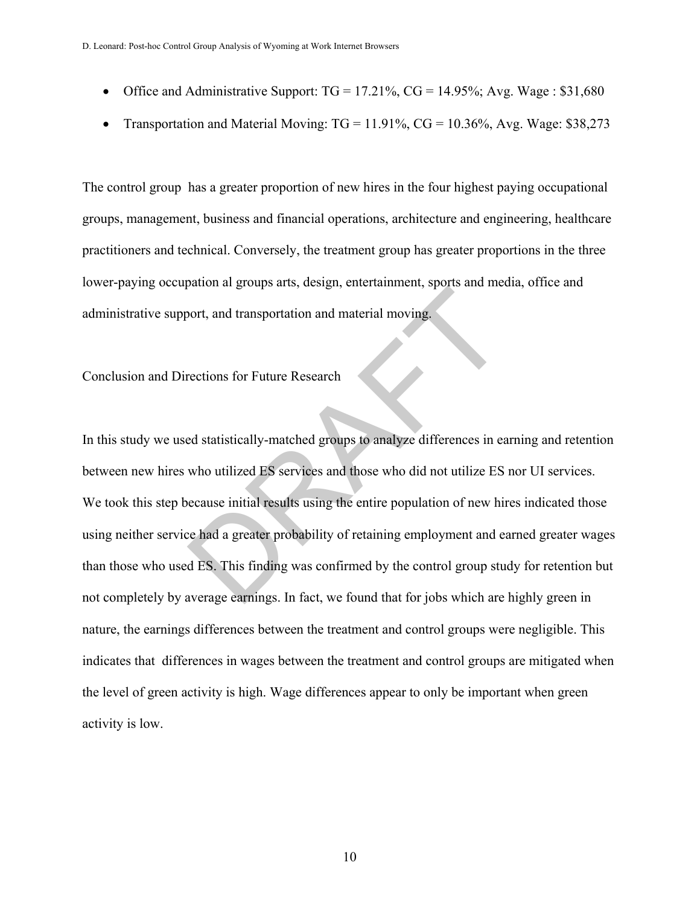- Office and Administrative Support: TG = 17.21%, CG = 14.95%; Avg. Wage : $31,680
- Transportation and Material Moving: TG = 11.91%, CG = 10.36%, Avg. Wage: $38,273

The control group has a greater proportion of new hires in the four highest paying occupational groups, management, business and financial operations, architecture and engineering, healthcare practitioners and technical. Conversely, the treatment group has greater proportions in the three lower-paying occupation al groups arts, design, entertainment, sports and media, office and administrative support, and transportation and material moving.

## Conclusion and Directions for Future Research

In this study we used statistically-matched groups to analyze differences in earning and retention between new hires who utilized ES services and those who did not utilize ES nor UI services. We took this step because initial results using the entire population of new hires indicated those using neither service had a greater probability of retaining employment and earned greater wages than those who used ES. This finding was confirmed by the control group study for retention but not completely by average earnings. In fact, we found that for jobs which are highly green in nature, the earnings differences between the treatment and control groups were negligible. This indicates that differences in wages between the treatment and control groups are mitigated when the level of green activity is high. Wage differences appear to only be important when green activity is low.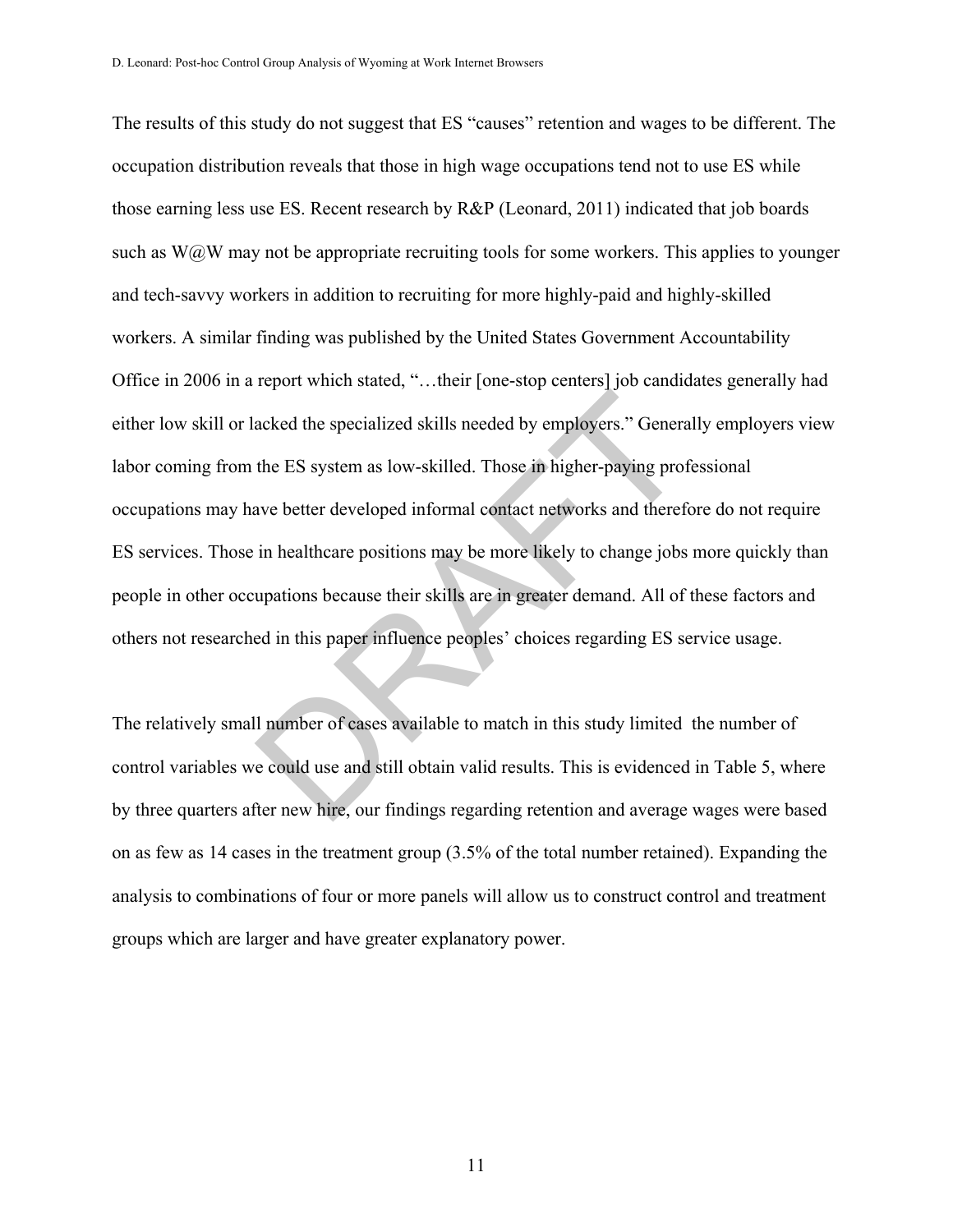The results of this study do not suggest that ES "causes" retention and wages to be different. The occupation distribution reveals that those in high wage occupations tend not to use ES while those earning less use ES. Recent research by R&P (Leonard, 2011) indicated that job boards such as W@W may not be appropriate recruiting tools for some workers. This applies to younger and tech-savvy workers in addition to recruiting for more highly-paid and highly-skilled workers. A similar finding was published by the United States Government Accountability Office in 2006 in a report which stated, "…their [one-stop centers] job candidates generally had either low skill or lacked the specialized skills needed by employers." Generally employers view labor coming from the ES system as low-skilled. Those in higher-paying professional occupations may have better developed informal contact networks and therefore do not require ES services. Those in healthcare positions may be more likely to change jobs more quickly than people in other occupations because their skills are in greater demand. All of these factors and others not researched in this paper influence peoples' choices regarding ES service usage.

The relatively small number of cases available to match in this study limited the number of control variables we could use and still obtain valid results. This is evidenced in Table 5, where by three quarters after new hire, our findings regarding retention and average wages were based on as few as 14 cases in the treatment group (3.5% of the total number retained). Expanding the analysis to combinations of four or more panels will allow us to construct control and treatment groups which are larger and have greater explanatory power.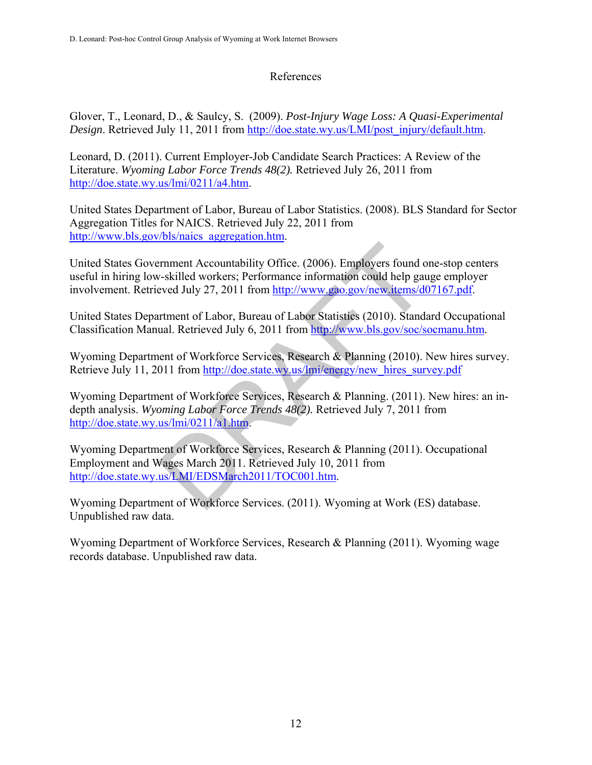## References

Glover, T., Leonard, D., & Saulcy, S. (2009). *Post-Injury Wage Loss: A Quasi-Experimental Design*. Retrieved July 11, 2011 from http://doe.state.wy.us/LMI/post_injury/default.htm.

Leonard, D. (2011). Current Employer-Job Candidate Search Practices: A Review of the Literature. *Wyoming Labor Force Trends 48(2).* Retrieved July 26, 2011 from http://doe.state.wy.us/lmi/0211/a4.htm.

United States Department of Labor, Bureau of Labor Statistics. (2008). BLS Standard for Sector Aggregation Titles for NAICS. Retrieved July 22, 2011 from http://www.bls.gov/bls/naics_aggregation.htm.

United States Government Accountability Office. (2006). Employers found one-stop centers useful in hiring low-skilled workers; Performance information could help gauge employer involvement. Retrieved July 27, 2011 from http://www.gao.gov/new.items/d07167.pdf.

United States Department of Labor, Bureau of Labor Statistics (2010). Standard Occupational Classification Manual. Retrieved July 6, 2011 from http://www.bls.gov/soc/socmanu.htm.

Wyoming Department of Workforce Services, Research & Planning (2010). New hires survey. Retrieve July 11, 2011 from http://doe.state.wy.us/lmi/energy/new_hires_survey.pdf

Wyoming Department of Workforce Services, Research & Planning. (2011). New hires: an in-depth analysis. *Wyoming Labor Force Trends 48(2).* Retrieved July 7, 2011 from http://doe.state.wy.us/lmi/0211/a1.htm.

Wyoming Department of Workforce Services, Research & Planning (2011). Occupational Employment and Wages March 2011. Retrieved July 10, 2011 from http://doe.state.wy.us/LMI/EDSMarch2011/TOC001.htm.

Wyoming Department of Workforce Services. (2011). Wyoming at Work (ES) database. Unpublished raw data.

Wyoming Department of Workforce Services, Research & Planning (2011). Wyoming wage records database. Unpublished raw data.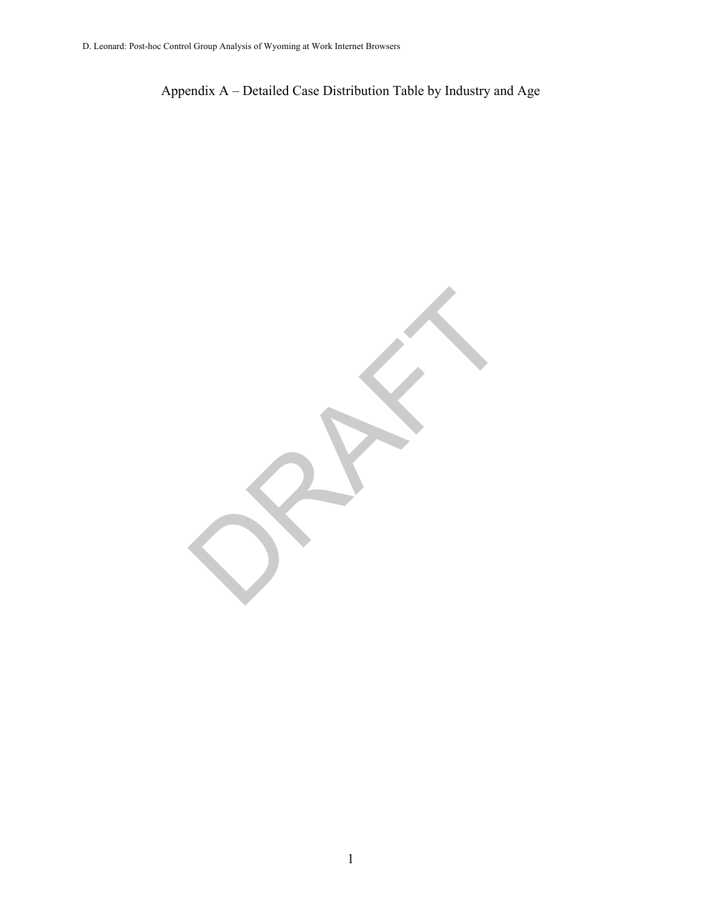# Appendix A – Detailed Case Distribution Table by Industry and Age

DRAFT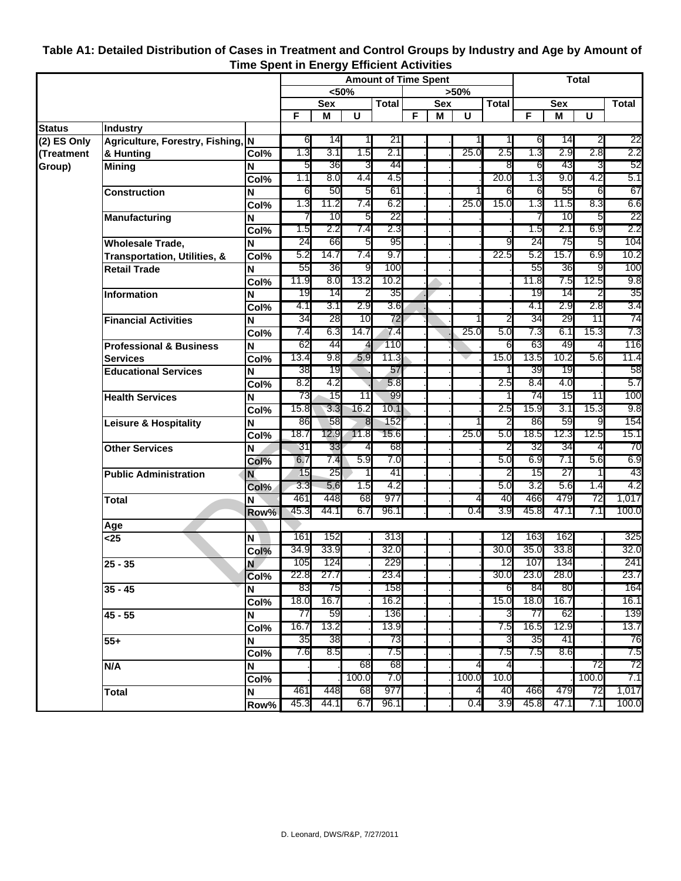**Table A1: Detailed Distribution of Cases in Treatment and Control Groups by Industry and Age by Amount of Time Spent in Energy Efficient Activities**

| | | | Amount of Time Spent | | | | | | | | Total | | | |
|---|---|---|---|---|---|---|---|---|---|---|---|---|---|---|
| | | | <50% | | | | >50% | | | | | | | |
| | | | Sex | | | Total | Sex | | | Total | Sex | | | Total |
| | | | F | M | U | | F | M | U | | F | M | U | |
| **Status** | **Industry** | | | | | | | | | | | | | |
| **(2) ES Only (Treatment Group)** | **Agriculture, Forestry, Fishing, & Hunting** | **N** | 6 | 14 | 1 | 21 | . | . | 1 | 1 | 6 | 14 | 2 | 22 |
| | | **Col%** | 1.3 | 3.1 | 1.5 | 2.1 | . | . | 25.0 | 2.5 | 1.3 | 2.9 | 2.8 | 2.2 |
| | **Mining** | **N** | 5 | 36 | 3 | 44 | . | . | . | 8 | 6 | 43 | 3 | 52 |
| | | **Col%** | 1.1 | 8.0 | 4.4 | 4.5 | . | . | . | 20.0 | 1.3 | 9.0 | 4.2 | 5.1 |
| | **Construction** | **N** | 6 | 50 | 5 | 61 | . | . | 1 | 6 | 6 | 55 | 6 | 67 |
| | | **Col%** | 1.3 | 11.2 | 7.4 | 6.2 | . | . | 25.0 | 15.0 | 1.3 | 11.5 | 8.3 | 6.6 |
| | **Manufacturing** | **N** | 7 | 10 | 5 | 22 | . | . | . | . | 7 | 10 | 5 | 22 |
| | | **Col%** | 1.5 | 2.2 | 7.4 | 2.3 | . | . | . | . | 1.5 | 2.1 | 6.9 | 2.2 |
| | **Wholesale Trade, Transportation, Utilities, &** | **N** | 24 | 66 | 5 | 95 | . | . | . | 9 | 24 | 75 | 5 | 104 |
| | | **Col%** | 5.2 | 14.7 | 7.4 | 9.7 | . | . | . | 22.5 | 5.2 | 15.7 | 6.9 | 10.2 |
| | **Retail Trade** | **N** | 55 | 36 | 9 | 100 | . | . | . | . | 55 | 36 | 9 | 100 |
| | | **Col%** | 11.9 | 8.0 | 13.2 | 10.2 | . | . | . | . | 11.8 | 7.5 | 12.5 | 9.8 |
| | **Information** | **N** | 19 | 14 | 2 | 35 | . | . | . | . | 19 | 14 | 2 | 35 |
| | | **Col%** | 4.1 | 3.1 | 2.9 | 3.6 | . | . | . | . | 4.1 | 2.9 | 2.8 | 3.4 |
| | **Financial Activities** | **N** | 34 | 28 | 10 | 72 | . | . | 1 | 2 | 34 | 29 | 11 | 74 |
| | | **Col%** | 7.4 | 6.3 | 14.7 | 7.4 | . | . | 25.0 | 5.0 | 7.3 | 6.1 | 15.3 | 7.3 |
| | **Professional & Business Services** | **N** | 62 | 44 | 4 | 110 | . | . | . | 6 | 63 | 49 | 4 | 116 |
| | | **Col%** | 13.4 | 9.8 | 5.9 | 11.3 | . | . | . | 15.0 | 13.5 | 10.2 | 5.6 | 11.4 |
| | **Educational Services** | **N** | 38 | 19 | . | 57 | . | . | . | 1 | 39 | 19 | . | 58 |
| | | **Col%** | 8.2 | 4.2 | . | 5.8 | . | . | . | 2.5 | 8.4 | 4.0 | . | 5.7 |
| | **Health Services** | **N** | 73 | 15 | 11 | 99 | . | . | . | 1 | 74 | 15 | 11 | 100 |
| | | **Col%** | 15.8 | 3.3 | 16.2 | 10.1 | . | . | . | 2.5 | 15.9 | 3.1 | 15.3 | 9.8 |
| | **Leisure & Hospitality** | **N** | 86 | 58 | 8 | 152 | . | . | 1 | 2 | 86 | 59 | 9 | 154 |
| | | **Col%** | 18.7 | 12.9 | 11.8 | 15.6 | . | . | 25.0 | 5.0 | 18.5 | 12.3 | 12.5 | 15.1 |
| | **Other Services** | **N** | 31 | 33 | 4 | 68 | . | . | . | 2 | 32 | 34 | 4 | 70 |
| | | **Col%** | 6.7 | 7.4 | 5.9 | 7.0 | . | . | . | 5.0 | 6.9 | 7.1 | 5.6 | 6.9 |
| | **Public Administration** | **N** | 15 | 25 | 1 | 41 | . | . | . | 2 | 15 | 27 | 1 | 43 |
| | | **Col%** | 3.3 | 5.6 | 1.5 | 4.2 | . | . | . | 5.0 | 3.2 | 5.6 | 1.4 | 4.2 |
| | **Total** | **N** | 461 | 448 | 68 | 977 | . | . | 4 | 40 | 466 | 479 | 72 | 1,017 |
| | | **Row%** | 45.3 | 44.1 | 6.7 | 96.1 | . | . | 0.4 | 3.9 | 45.8 | 47.1 | 7.1 | 100.0 |
| | **Age** | | | | | | | | | | | | | |
| | **<25** | **N** | 161 | 152 | . | 313 | . | . | . | 12 | 163 | 162 | . | 325 |
| | | **Col%** | 34.9 | 33.9 | . | 32.0 | . | . | . | 30.0 | 35.0 | 33.8 | . | 32.0 |
| | **25 - 35** | **N** | 105 | 124 | . | 229 | . | . | . | 12 | 107 | 134 | . | 241 |
| | | **Col%** | 22.8 | 27.7 | . | 23.4 | . | . | . | 30.0 | 23.0 | 28.0 | . | 23.7 |
| | **35 - 45** | **N** | 83 | 75 | . | 158 | . | . | . | 6 | 84 | 80 | . | 164 |
| | | **Col%** | 18.0 | 16.7 | . | 16.2 | . | . | . | 15.0 | 18.0 | 16.7 | . | 16.1 |
| | **45 - 55** | **N** | 77 | 59 | . | 136 | . | . | . | 3 | 77 | 62 | . | 139 |
| | | **Col%** | 16.7 | 13.2 | . | 13.9 | . | . | . | 7.5 | 16.5 | 12.9 | . | 13.7 |
| | **55+** | **N** | 35 | 38 | . | 73 | . | . | . | 3 | 35 | 41 | . | 76 |
| | | **Col%** | 7.6 | 8.5 | . | 7.5 | . | . | . | 7.5 | 7.5 | 8.6 | . | 7.5 |
| | **N/A** | **N** | . | . | 68 | 68 | . | . | 4 | 4 | . | . | 72 | 72 |
| | | **Col%** | . | . | 100.0 | 7.0 | . | . | 100.0 | 10.0 | . | . | 100.0 | 7.1 |
| | **Total** | **N** | 461 | 448 | 68 | 977 | . | . | 4 | 40 | 466 | 479 | 72 | 1,017 |
| | | **Row%** | 45.3 | 44.1 | 6.7 | 96.1 | . | . | 0.4 | 3.9 | 45.8 | 47.1 | 7.1 | 100.0 |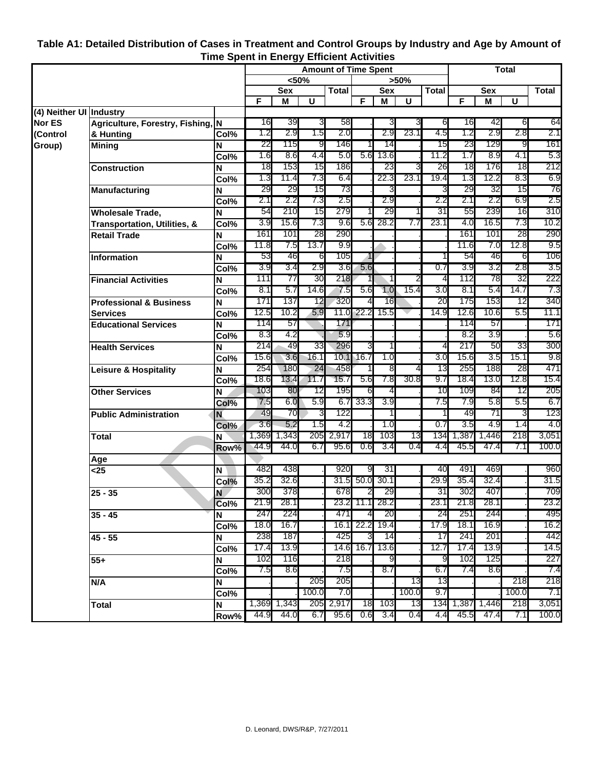**Table A1: Detailed Distribution of Cases in Treatment and Control Groups by Industry and Age by Amount of Time Spent in Energy Efficient Activities**

| | | | Amount of Time Spent | | | | | | | | Total | | | |
|---|---|---|---|---|---|---|---|---|---|---|---|---|---|---|
| | | | <50% | | | | >50% | | | | | | | |
| | | | Sex | | | Total | Sex | | | Total | Sex | | | Total |
| | | | F | M | U | | F | M | U | | F | M | U | |
| (4) Neither UI Nor ES (Control Group) | Industry | | | | | | | | | | | | | |
| | Agriculture, Forestry, Fishing, & Hunting | N | 16 | 39 | 3 | 58 | . | 3 | 3 | 6 | 16 | 42 | 6 | 64 |
| | | Col% | 1.2 | 2.9 | 1.5 | 2.0 | . | 2.9 | 23.1 | 4.5 | 1.2 | 2.9 | 2.8 | 2.1 |
| | Mining | N | 22 | 115 | 9 | 146 | 1 | 14 | . | 15 | 23 | 129 | 9 | 161 |
| | | Col% | 1.6 | 8.6 | 4.4 | 5.0 | 5.6 | 13.6 | . | 11.2 | 1.7 | 8.9 | 4.1 | 5.3 |
| | Construction | N | 18 | 153 | 15 | 186 | . | 23 | 3 | 26 | 18 | 176 | 18 | 212 |
| | | Col% | 1.3 | 11.4 | 7.3 | 6.4 | . | 22.3 | 23.1 | 19.4 | 1.3 | 12.2 | 8.3 | 6.9 |
| | Manufacturing | N | 29 | 29 | 15 | 73 | . | 3 | . | 3 | 29 | 32 | 15 | 76 |
| | | Col% | 2.1 | 2.2 | 7.3 | 2.5 | . | 2.9 | . | 2.2 | 2.1 | 2.2 | 6.9 | 2.5 |
| | Wholesale Trade, Transportation, Utilities, & | N | 54 | 210 | 15 | 279 | 1 | 29 | 1 | 31 | 55 | 239 | 16 | 310 |
| | | Col% | 3.9 | 15.6 | 7.3 | 9.6 | 5.6 | 28.2 | 7.7 | 23.1 | 4.0 | 16.5 | 7.3 | 10.2 |
| | Retail Trade | N | 161 | 101 | 28 | 290 | . | . | . | . | 161 | 101 | 28 | 290 |
| | | Col% | 11.8 | 7.5 | 13.7 | 9.9 | . | . | . | . | 11.6 | 7.0 | 12.8 | 9.5 |
| | Information | N | 53 | 46 | 6 | 105 | 1 | . | . | 1 | 54 | 46 | 6 | 106 |
| | | Col% | 3.9 | 3.4 | 2.9 | 3.6 | 5.6 | . | . | 0.7 | 3.9 | 3.2 | 2.8 | 3.5 |
| | Financial Activities | N | 111 | 77 | 30 | 218 | 1 | 1 | 2 | 4 | 112 | 78 | 32 | 222 |
| | | Col% | 8.1 | 5.7 | 14.6 | 7.5 | 5.6 | 1.0 | 15.4 | 3.0 | 8.1 | 5.4 | 14.7 | 7.3 |
| | Professional & Business Services | N | 171 | 137 | 12 | 320 | 4 | 16 | . | 20 | 175 | 153 | 12 | 340 |
| | | Col% | 12.5 | 10.2 | 5.9 | 11.0 | 22.2 | 15.5 | . | 14.9 | 12.6 | 10.6 | 5.5 | 11.1 |
| | Educational Services | N | 114 | 57 | . | 171 | . | . | . | . | 114 | 57 | . | 171 |
| | | Col% | 8.3 | 4.2 | . | 5.9 | . | . | . | . | 8.2 | 3.9 | . | 5.6 |
| | Health Services | N | 214 | 49 | 33 | 296 | 3 | 1 | . | 4 | 217 | 50 | 33 | 300 |
| | | Col% | 15.6 | 3.6 | 16.1 | 10.1 | 16.7 | 1.0 | . | 3.0 | 15.6 | 3.5 | 15.1 | 9.8 |
| | Leisure & Hospitality | N | 254 | 180 | 24 | 458 | 1 | 8 | 4 | 13 | 255 | 188 | 28 | 471 |
| | | Col% | 18.6 | 13.4 | 11.7 | 15.7 | 5.6 | 7.8 | 30.8 | 9.7 | 18.4 | 13.0 | 12.8 | 15.4 |
| | Other Services | N | 103 | 80 | 12 | 195 | 6 | 4 | . | 10 | 109 | 84 | 12 | 205 |
| | | Col% | 7.5 | 6.0 | 5.9 | 6.7 | 33.3 | 3.9 | . | 7.5 | 7.9 | 5.8 | 5.5 | 6.7 |
| | Public Administration | N | 49 | 70 | 3 | 122 | . | 1 | . | 1 | 49 | 71 | 3 | 123 |
| | | Col% | 3.6 | 5.2 | 1.5 | 4.2 | . | 1.0 | . | 0.7 | 3.5 | 4.9 | 1.4 | 4.0 |
| | Total | N | 1,369 | 1,343 | 205 | 2,917 | 18 | 103 | 13 | 134 | 1,387 | 1,446 | 218 | 3,051 |
| | | Row% | 44.9 | 44.0 | 6.7 | 95.6 | 0.6 | 3.4 | 0.4 | 4.4 | 45.5 | 47.4 | 7.1 | 100.0 |
| | Age | | | | | | | | | | | | | |
| | <25 | N | 482 | 438 | . | 920 | 9 | 31 | . | 40 | 491 | 469 | . | 960 |
| | | Col% | 35.2 | 32.6 | . | 31.5 | 50.0 | 30.1 | . | 29.9 | 35.4 | 32.4 | . | 31.5 |
| | 25 - 35 | N | 300 | 378 | . | 678 | 2 | 29 | . | 31 | 302 | 407 | . | 709 |
| | | Col% | 21.9 | 28.1 | . | 23.2 | 11.1 | 28.2 | . | 23.1 | 21.8 | 28.1 | . | 23.2 |
| | 35 - 45 | N | 247 | 224 | . | 471 | 4 | 20 | . | 24 | 251 | 244 | . | 495 |
| | | Col% | 18.0 | 16.7 | . | 16.1 | 22.2 | 19.4 | . | 17.9 | 18.1 | 16.9 | . | 16.2 |
| | 45 - 55 | N | 238 | 187 | . | 425 | 3 | 14 | . | 17 | 241 | 201 | . | 442 |
| | | Col% | 17.4 | 13.9 | . | 14.6 | 16.7 | 13.6 | . | 12.7 | 17.4 | 13.9 | . | 14.5 |
| | 55+ | N | 102 | 116 | . | 218 | . | 9 | . | 9 | 102 | 125 | . | 227 |
| | | Col% | 7.5 | 8.6 | . | 7.5 | . | 8.7 | . | 6.7 | 7.4 | 8.6 | . | 7.4 |
| | N/A | N | . | . | 205 | 205 | . | . | 13 | 13 | . | . | 218 | 218 |
| | | Col% | . | . | 100.0 | 7.0 | . | . | 100.0 | 9.7 | . | . | 100.0 | 7.1 |
| | Total | N | 1,369 | 1,343 | 205 | 2,917 | 18 | 103 | 13 | 134 | 1,387 | 1,446 | 218 | 3,051 |
| | | Row% | 44.9 | 44.0 | 6.7 | 95.6 | 0.6 | 3.4 | 0.4 | 4.4 | 45.5 | 47.4 | 7.1 | 100.0 |

D. Leonard, DWS/R&P, 7/27/2011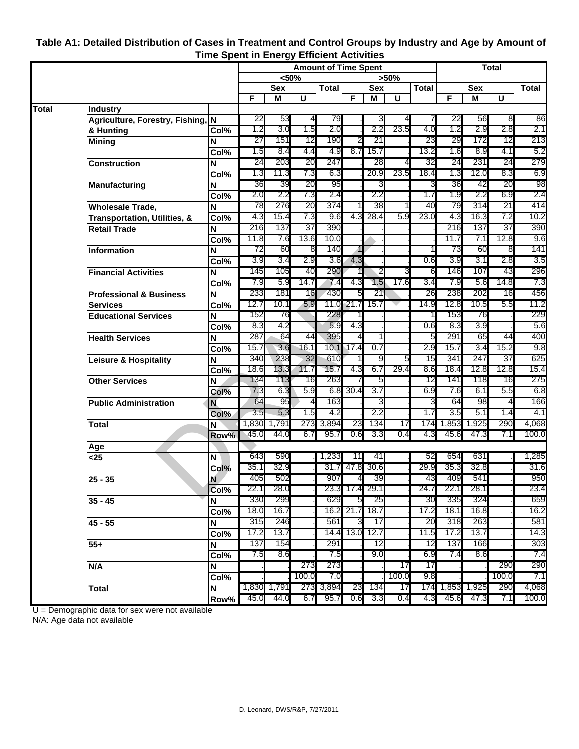## Table A1: Detailed Distribution of Cases in Treatment and Control Groups by Industry and Age by Amount of Time Spent in Energy Efficient Activities

| | | | Amount of Time Spent | | | | | | | | Total | | | |
|---|---|---|---|---|---|---|---|---|---|---|---|---|---|---|
| | | | <50% | | | | >50% | | | | | | | |
| | | | Sex | | | Total | Sex | | | Total | Sex | | | Total |
| | | | F | M | U | | F | M | U | | F | M | U | |
| Total | Industry | | | | | | | | | | | | | |
| | Agriculture, Forestry, Fishing, & Hunting | N | 22 | 53 | 4 | 79 | . | 3 | 4 | 7 | 22 | 56 | 8 | 86 |
| | | Col% | 1.2 | 3.0 | 1.5 | 2.0 | . | 2.2 | 23.5 | 4.0 | 1.2 | 2.9 | 2.8 | 2.1 |
| | Mining | N | 27 | 151 | 12 | 190 | 2 | 21 | . | 23 | 29 | 172 | 12 | 213 |
| | | Col% | 1.5 | 8.4 | 4.4 | 4.9 | 8.7 | 15.7 | . | 13.2 | 1.6 | 8.9 | 4.1 | 5.2 |
| | Construction | N | 24 | 203 | 20 | 247 | . | 28 | 4 | 32 | 24 | 231 | 24 | 279 |
| | | Col% | 1.3 | 11.3 | 7.3 | 6.3 | . | 20.9 | 23.5 | 18.4 | 1.3 | 12.0 | 8.3 | 6.9 |
| | Manufacturing | N | 36 | 39 | 20 | 95 | . | 3 | . | 3 | 36 | 42 | 20 | 98 |
| | | Col% | 2.0 | 2.2 | 7.3 | 2.4 | . | 2.2 | . | 1.7 | 1.9 | 2.2 | 6.9 | 2.4 |
| | Wholesale Trade, Transportation, Utilities, & | N | 78 | 276 | 20 | 374 | 1 | 38 | 1 | 40 | 79 | 314 | 21 | 414 |
| | | Col% | 4.3 | 15.4 | 7.3 | 9.6 | 4.3 | 28.4 | 5.9 | 23.0 | 4.3 | 16.3 | 7.2 | 10.2 |
| | Retail Trade | N | 216 | 137 | 37 | 390 | . | . | . | . | 216 | 137 | 37 | 390 |
| | | Col% | 11.8 | 7.6 | 13.6 | 10.0 | . | . | . | . | 11.7 | 7.1 | 12.8 | 9.6 |
| | Information | N | 72 | 60 | 8 | 140 | 1 | . | . | 1 | 73 | 60 | 8 | 141 |
| | | Col% | 3.9 | 3.4 | 2.9 | 3.6 | 4.3 | . | . | 0.6 | 3.9 | 3.1 | 2.8 | 3.5 |
| | Financial Activities | N | 145 | 105 | 40 | 290 | 1 | 2 | 3 | 6 | 146 | 107 | 43 | 296 |
| | | Col% | 7.9 | 5.9 | 14.7 | 7.4 | 4.3 | 1.5 | 17.6 | 3.4 | 7.9 | 5.6 | 14.8 | 7.3 |
| | Professional & Business Services | N | 233 | 181 | 16 | 430 | 5 | 21 | . | 26 | 238 | 202 | 16 | 456 |
| | | Col% | 12.7 | 10.1 | 5.9 | 11.0 | 21.7 | 15.7 | . | 14.9 | 12.8 | 10.5 | 5.5 | 11.2 |
| | Educational Services | N | 152 | 76 | . | 228 | 1 | . | . | 1 | 153 | 76 | . | 229 |
| | | Col% | 8.3 | 4.2 | . | 5.9 | 4.3 | . | . | 0.6 | 8.3 | 3.9 | . | 5.6 |
| | Health Services | N | 287 | 64 | 44 | 395 | 4 | 1 | . | 5 | 291 | 65 | 44 | 400 |
| | | Col% | 15.7 | 3.6 | 16.1 | 10.1 | 17.4 | 0.7 | . | 2.9 | 15.7 | 3.4 | 15.2 | 9.8 |
| | Leisure & Hospitality | N | 340 | 238 | 32 | 610 | 1 | 9 | 5 | 15 | 341 | 247 | 37 | 625 |
| | | Col% | 18.6 | 13.3 | 11.7 | 15.7 | 4.3 | 6.7 | 29.4 | 8.6 | 18.4 | 12.8 | 12.8 | 15.4 |
| | Other Services | N | 134 | 113 | 16 | 263 | 7 | 5 | . | 12 | 141 | 118 | 16 | 275 |
| | | Col% | 7.3 | 6.3 | 5.9 | 6.8 | 30.4 | 3.7 | . | 6.9 | 7.6 | 6.1 | 5.5 | 6.8 |
| | Public Administration | N | 64 | 95 | 4 | 163 | . | 3 | . | 3 | 64 | 98 | 4 | 166 |
| | | Col% | 3.5 | 5.3 | 1.5 | 4.2 | . | 2.2 | . | 1.7 | 3.5 | 5.1 | 1.4 | 4.1 |
| | Total | N | 1,830 | 1,791 | 273 | 3,894 | 23 | 134 | 17 | 174 | 1,853 | 1,925 | 290 | 4,068 |
| | | Row% | 45.0 | 44.0 | 6.7 | 95.7 | 0.6 | 3.3 | 0.4 | 4.3 | 45.6 | 47.3 | 7.1 | 100.0 |
| | Age | | | | | | | | | | | | | |
| | <25 | N | 643 | 590 | . | 1,233 | 11 | 41 | . | 52 | 654 | 631 | . | 1,285 |
| | | Col% | 35.1 | 32.9 | . | 31.7 | 47.8 | 30.6 | . | 29.9 | 35.3 | 32.8 | . | 31.6 |
| | 25 - 35 | N | 405 | 502 | . | 907 | 4 | 39 | . | 43 | 409 | 541 | . | 950 |
| | | Col% | 22.1 | 28.0 | . | 23.3 | 17.4 | 29.1 | . | 24.7 | 22.1 | 28.1 | . | 23.4 |
| | 35 - 45 | N | 330 | 299 | . | 629 | 5 | 25 | . | 30 | 335 | 324 | . | 659 |
| | | Col% | 18.0 | 16.7 | . | 16.2 | 21.7 | 18.7 | . | 17.2 | 18.1 | 16.8 | . | 16.2 |
| | 45 - 55 | N | 315 | 246 | . | 561 | 3 | 17 | . | 20 | 318 | 263 | . | 581 |
| | | Col% | 17.2 | 13.7 | . | 14.4 | 13.0 | 12.7 | . | 11.5 | 17.2 | 13.7 | . | 14.3 |
| | 55+ | N | 137 | 154 | . | 291 | . | 12 | . | 12 | 137 | 166 | . | 303 |
| | | Col% | 7.5 | 8.6 | . | 7.5 | . | 9.0 | . | 6.9 | 7.4 | 8.6 | . | 7.4 |
| | N/A | N | . | . | 273 | 273 | . | . | 17 | 17 | . | . | 290 | 290 |
| | | Col% | . | . | 100.0 | 7.0 | . | . | 100.0 | 9.8 | . | . | 100.0 | 7.1 |
| | Total | N | 1,830 | 1,791 | 273 | 3,894 | 23 | 134 | 17 | 174 | 1,853 | 1,925 | 290 | 4,068 |
| | | Row% | 45.0 | 44.0 | 6.7 | 95.7 | 0.6 | 3.3 | 0.4 | 4.3 | 45.6 | 47.3 | 7.1 | 100.0 |

U = Demographic data for sex were not available
N/A: Age data not available

D. Leonard, DWS/R&P, 7/27/2011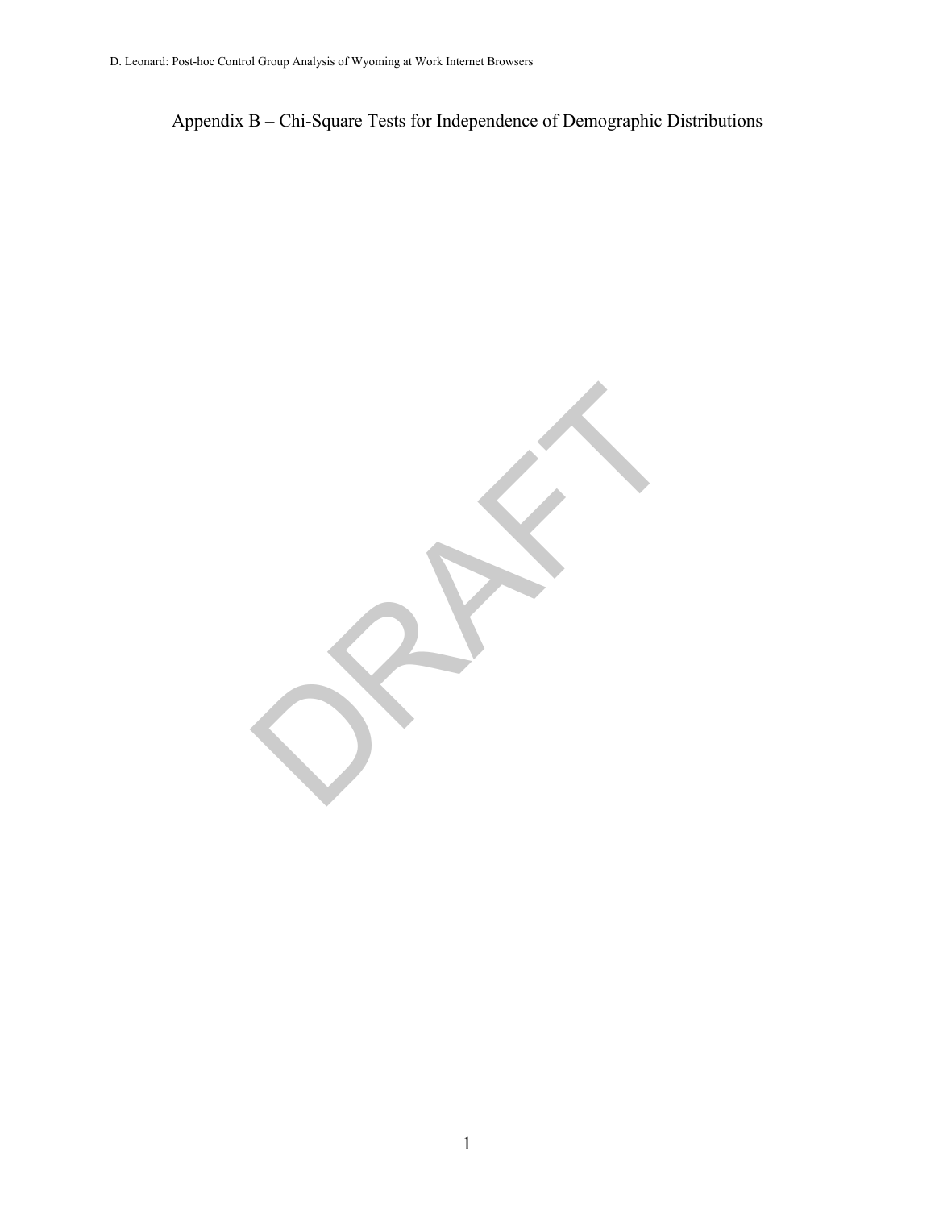# Appendix B – Chi-Square Tests for Independence of Demographic Distributions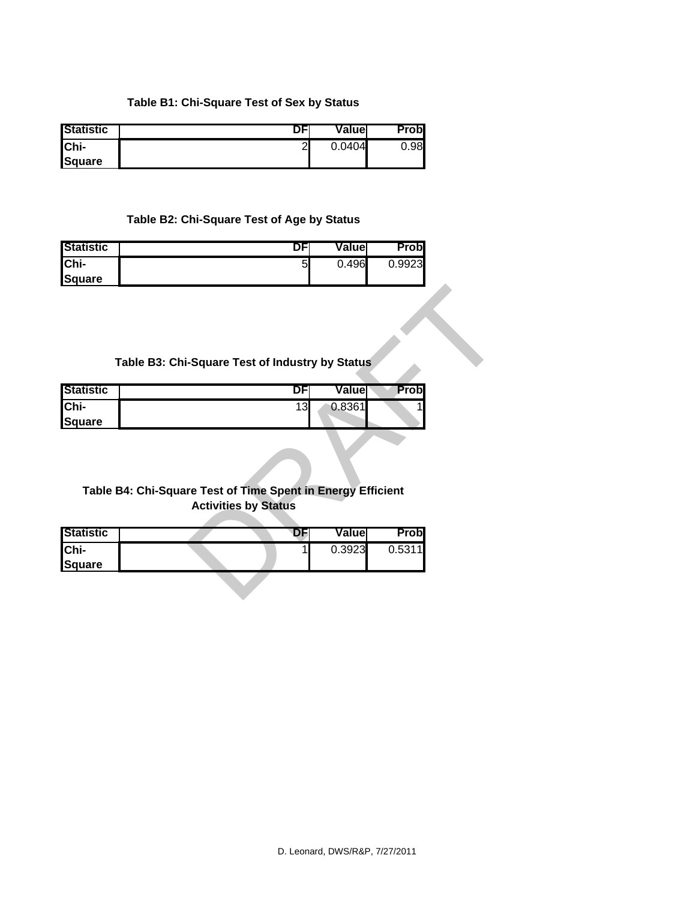**Table B1: Chi-Square Test of Sex by Status**

| Statistic | DF | Value | Prob |
|---|---|---|---|
| Chi-Square | 2 | 0.0404 | 0.98 |

**Table B2: Chi-Square Test of Age by Status**

| Statistic | DF | Value | Prob |
|---|---|---|---|
| Chi-Square | 5 | 0.496 | 0.9923 |

**Table B3: Chi-Square Test of Industry by Status**

| Statistic | DF | Value | Prob |
|---|---|---|---|
| Chi-Square | 13 | 0.8361 | 1 |

**Table B4: Chi-Square Test of Time Spent in Energy Efficient Activities by Status**

| Statistic | DF | Value | Prob |
|---|---|---|---|
| Chi-Square | 1 | 0.3923 | 0.5311 |

DRAFT

D. Leonard, DWS/R&P, 7/27/2011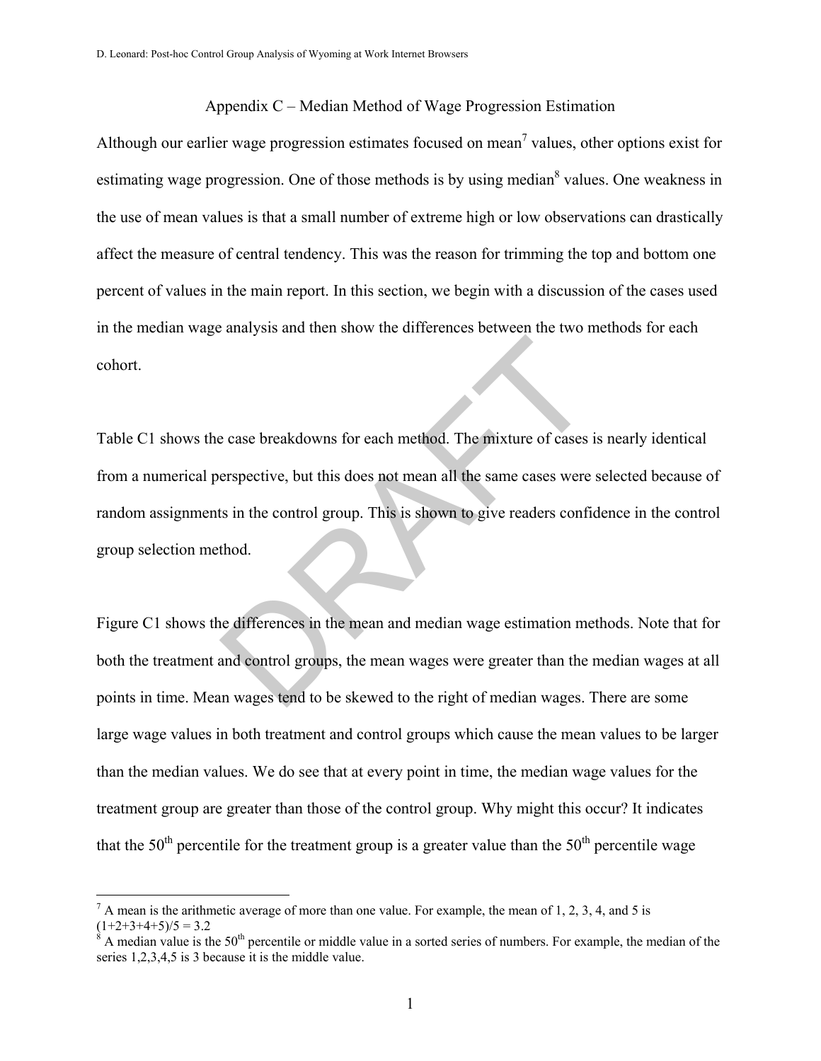## Appendix C – Median Method of Wage Progression Estimation

Although our earlier wage progression estimates focused on mean[7] values, other options exist for estimating wage progression. One of those methods is by using median[8] values. One weakness in the use of mean values is that a small number of extreme high or low observations can drastically affect the measure of central tendency. This was the reason for trimming the top and bottom one percent of values in the main report. In this section, we begin with a discussion of the cases used in the median wage analysis and then show the differences between the two methods for each cohort.

Table C1 shows the case breakdowns for each method. The mixture of cases is nearly identical from a numerical perspective, but this does not mean all the same cases were selected because of random assignments in the control group. This is shown to give readers confidence in the control group selection method.

Figure C1 shows the differences in the mean and median wage estimation methods. Note that for both the treatment and control groups, the mean wages were greater than the median wages at all points in time. Mean wages tend to be skewed to the right of median wages. There are some large wage values in both treatment and control groups which cause the mean values to be larger than the median values. We do see that at every point in time, the median wage values for the treatment group are greater than those of the control group. Why might this occur? It indicates that the 50th percentile for the treatment group is a greater value than the 50th percentile wage

---

[7] A mean is the arithmetic average of more than one value. For example, the mean of 1, 2, 3, 4, and 5 is (1+2+3+4+5)/5 = 3.2

[8] A median value is the 50th percentile or middle value in a sorted series of numbers. For example, the median of the series 1,2,3,4,5 is 3 because it is the middle value.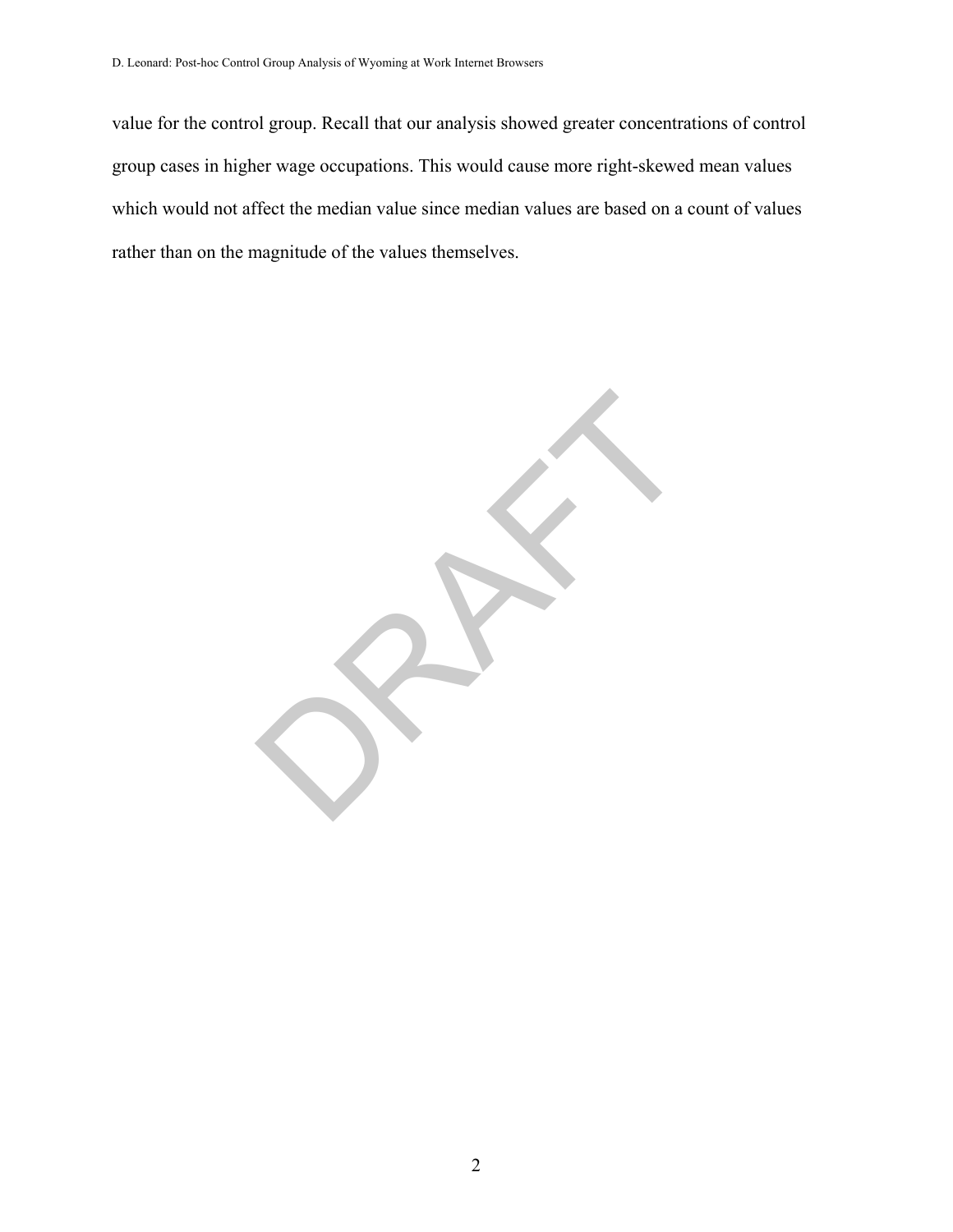value for the control group. Recall that our analysis showed greater concentrations of control group cases in higher wage occupations. This would cause more right-skewed mean values which would not affect the median value since median values are based on a count of values rather than on the magnitude of the values themselves.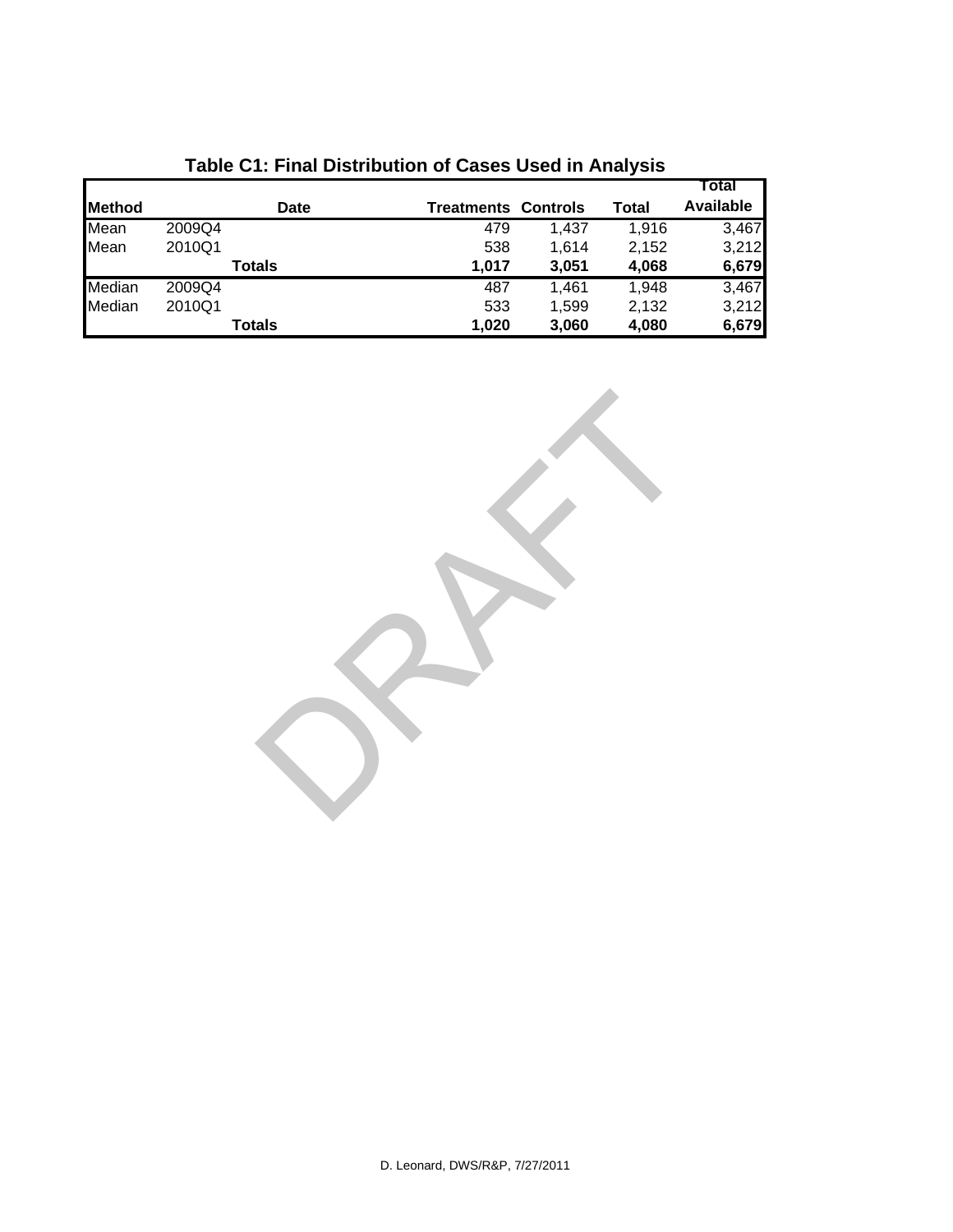**Table C1: Final Distribution of Cases Used in Analysis**

| Method | Date | | Treatments | Controls | Total | Total Available |
|---|---|---|---|---|---|---|
| Mean | 2009Q4 | | 479 | 1,437 | 1,916 | 3,467 |
| Mean | 2010Q1 | | 538 | 1,614 | 2,152 | 3,212 |
| | | **Totals** | **1,017** | **3,051** | **4,068** | **6,679** |
| Median | 2009Q4 | | 487 | 1,461 | 1,948 | 3,467 |
| Median | 2010Q1 | | 533 | 1,599 | 2,132 | 3,212 |
| | | **Totals** | **1,020** | **3,060** | **4,080** | **6,679** |

DRAFT

D. Leonard, DWS/R&P, 7/27/2011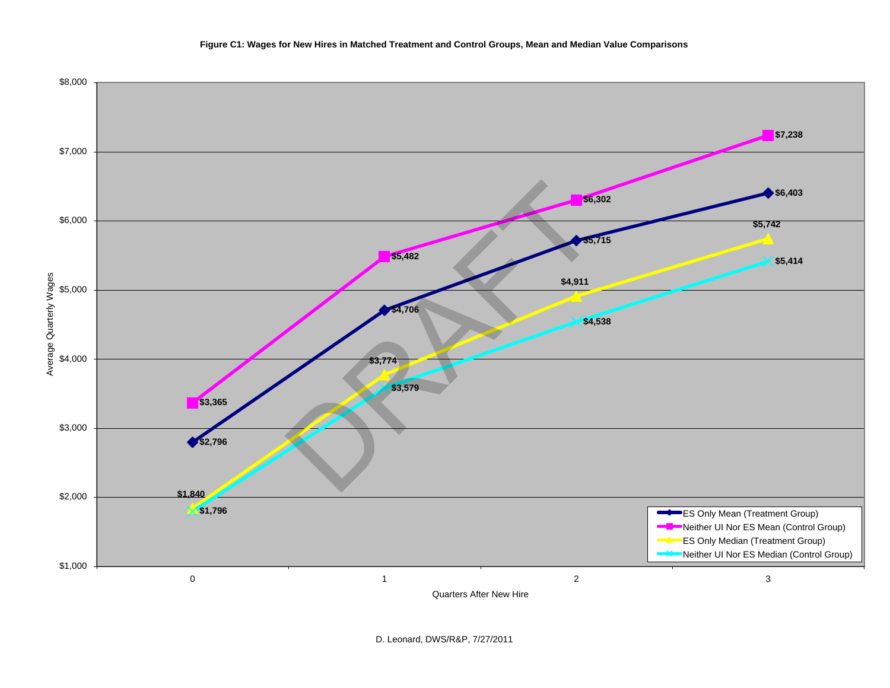**Figure C1: Wages for New Hires in Matched Treatment and Control Groups, Mean and Median Value Comparisons**

Average Quarterly Wages

$8,000
$7,000
$6,000
$5,000
$4,000
$3,000
$2,000
$1,000

$7,238
$6,403
$5,742
$5,414
$6,302
$5,715
$4,911
$4,538
$5,482
$4,706
$3,774
$3,579
$3,365
$2,796
$1,840
$1,796

0
1
2
3

Quarters After New Hire

ES Only Mean (Treatment Group)
Neither UI Nor ES Mean (Control Group)
ES Only Median (Treatment Group)
Neither UI Nor ES Median (Control Group)

DRAFT

D. Leonard, DWS/R&P, 7/27/2011